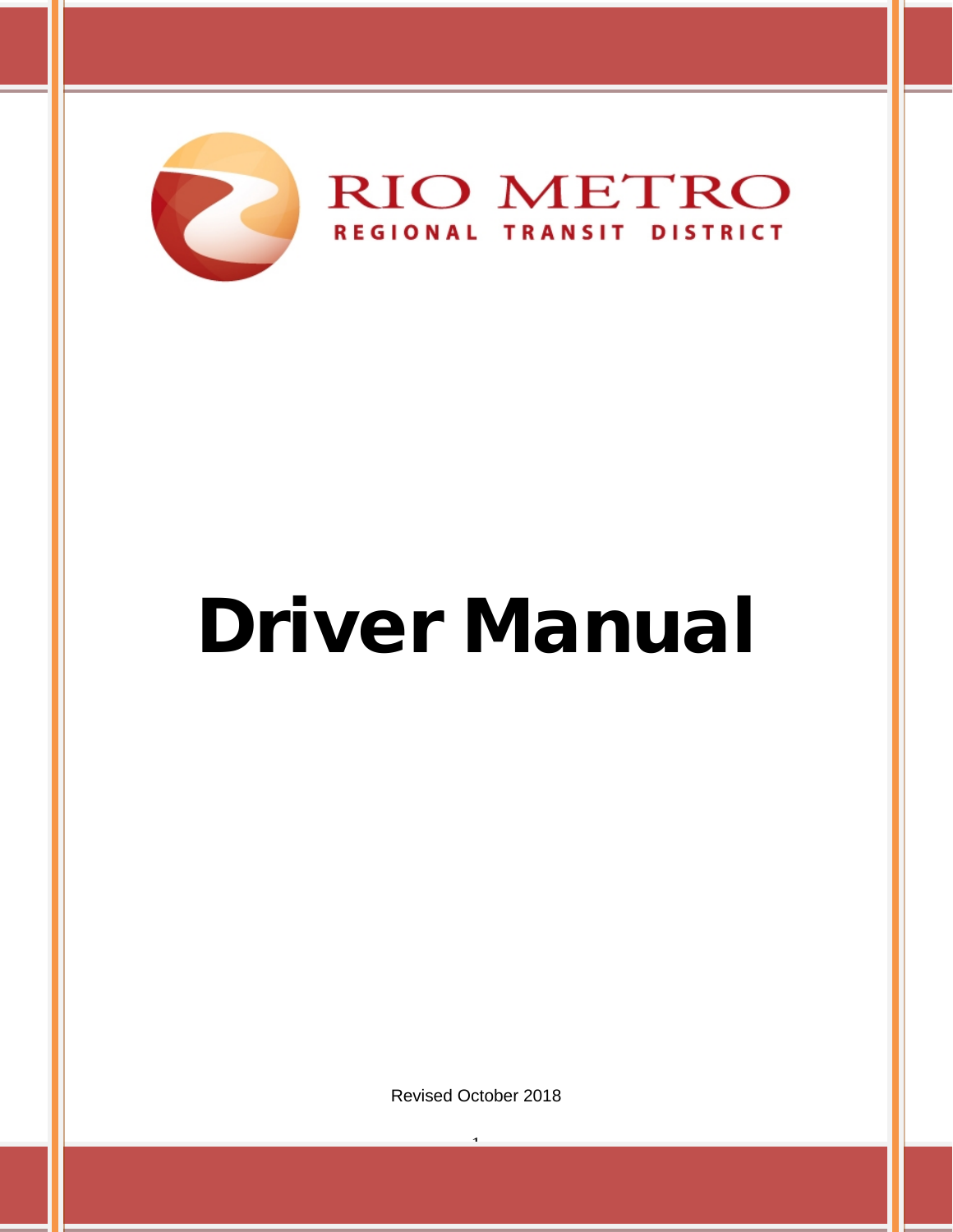RIO METRO

REGIONAL TRANSIT DISTRICT

# Driver Manual

Revised October 2018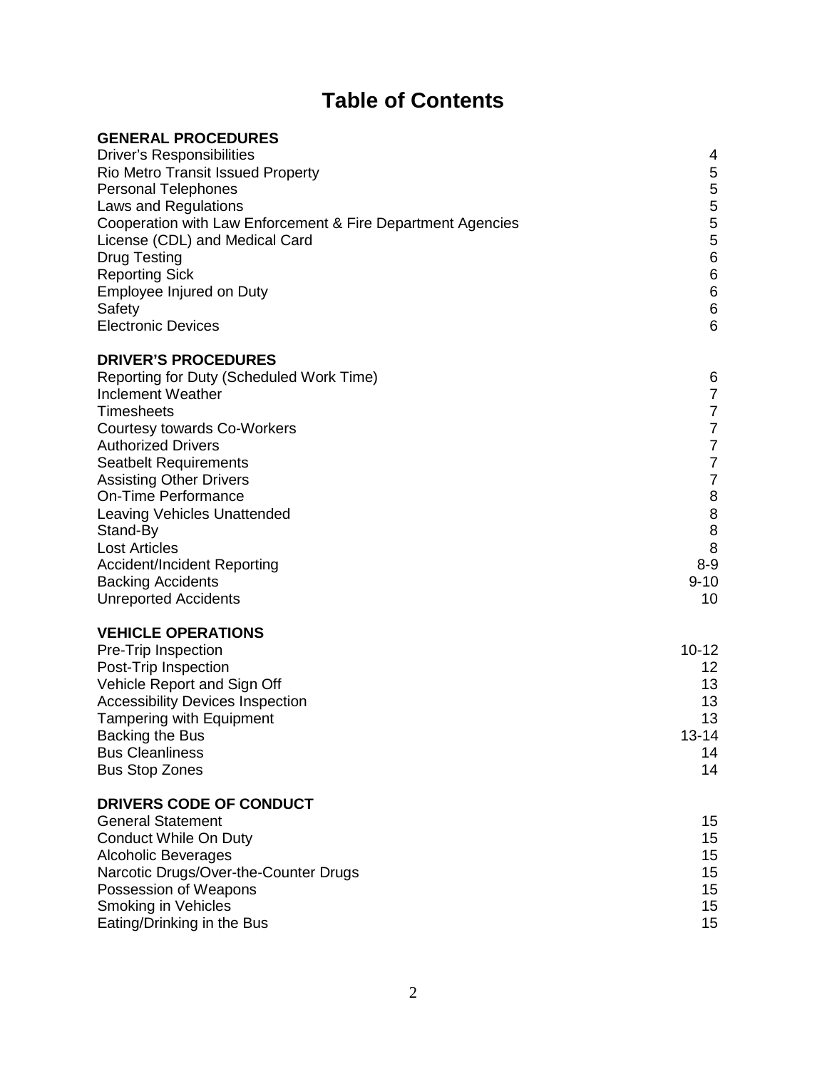# Table of Contents

| | |
|---|---|
| **GENERAL PROCEDURES** | |
| Driver's Responsibilities | 4 |
| Rio Metro Transit Issued Property | 5 |
| Personal Telephones | 5 |
| Laws and Regulations | 5 |
| Cooperation with Law Enforcement & Fire Department Agencies | 5 |
| License (CDL) and Medical Card | 5 |
| Drug Testing | 6 |
| Reporting Sick | 6 |
| Employee Injured on Duty | 6 |
| Safety | 6 |
| Electronic Devices | 6 |
| **DRIVER'S PROCEDURES** | |
| Reporting for Duty (Scheduled Work Time) | 6 |
| Inclement Weather | 7 |
| Timesheets | 7 |
| Courtesy towards Co-Workers | 7 |
| Authorized Drivers | 7 |
| Seatbelt Requirements | 7 |
| Assisting Other Drivers | 7 |
| On-Time Performance | 8 |
| Leaving Vehicles Unattended | 8 |
| Stand-By | 8 |
| Lost Articles | 8 |
| Accident/Incident Reporting | 8-9 |
| Backing Accidents | 9-10 |
| Unreported Accidents | 10 |
| **VEHICLE OPERATIONS** | |
| Pre-Trip Inspection | 10-12 |
| Post-Trip Inspection | 12 |
| Vehicle Report and Sign Off | 13 |
| Accessibility Devices Inspection | 13 |
| Tampering with Equipment | 13 |
| Backing the Bus | 13-14 |
| Bus Cleanliness | 14 |
| Bus Stop Zones | 14 |
| **DRIVERS CODE OF CONDUCT** | |
| General Statement | 15 |
| Conduct While On Duty | 15 |
| Alcoholic Beverages | 15 |
| Narcotic Drugs/Over-the-Counter Drugs | 15 |
| Possession of Weapons | 15 |
| Smoking in Vehicles | 15 |
| Eating/Drinking in the Bus | 15 |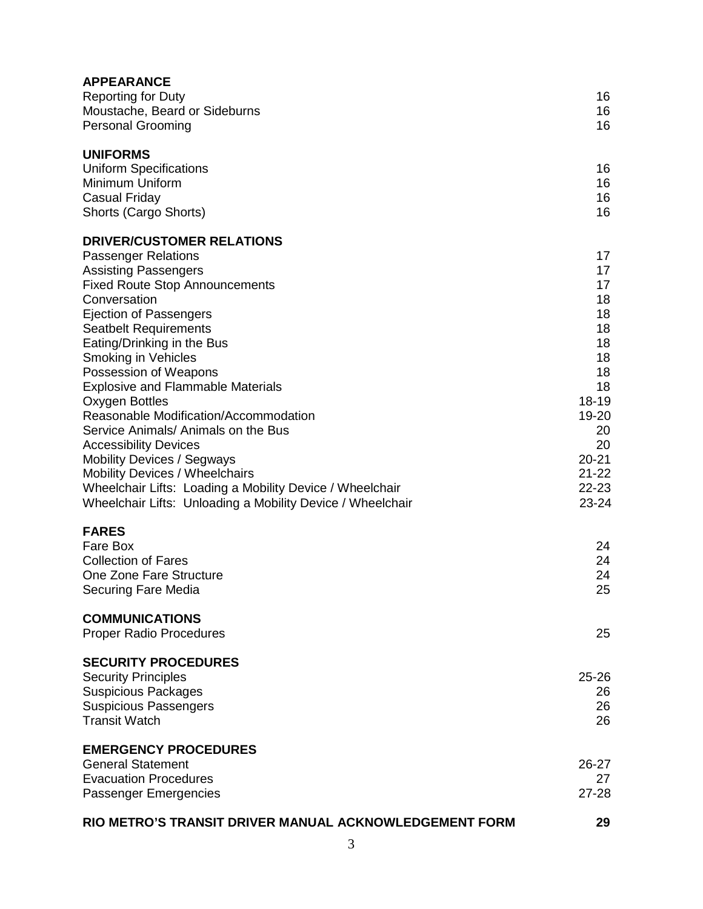**APPEARANCE**

| | |
|---|---|
| Reporting for Duty | 16 |
| Moustache, Beard or Sideburns | 16 |
| Personal Grooming | 16 |

**UNIFORMS**

| | |
|---|---|
| Uniform Specifications | 16 |
| Minimum Uniform | 16 |
| Casual Friday | 16 |
| Shorts (Cargo Shorts) | 16 |

**DRIVER/CUSTOMER RELATIONS**

| | |
|---|---|
| Passenger Relations | 17 |
| Assisting Passengers | 17 |
| Fixed Route Stop Announcements | 17 |
| Conversation | 18 |
| Ejection of Passengers | 18 |
| Seatbelt Requirements | 18 |
| Eating/Drinking in the Bus | 18 |
| Smoking in Vehicles | 18 |
| Possession of Weapons | 18 |
| Explosive and Flammable Materials | 18 |
| Oxygen Bottles | 18-19 |
| Reasonable Modification/Accommodation | 19-20 |
| Service Animals/ Animals on the Bus | 20 |
| Accessibility Devices | 20 |
| Mobility Devices / Segways | 20-21 |
| Mobility Devices / Wheelchairs | 21-22 |
| Wheelchair Lifts: Loading a Mobility Device / Wheelchair | 22-23 |
| Wheelchair Lifts: Unloading a Mobility Device / Wheelchair | 23-24 |

**FARES**

| | |
|---|---|
| Fare Box | 24 |
| Collection of Fares | 24 |
| One Zone Fare Structure | 24 |
| Securing Fare Media | 25 |

**COMMUNICATIONS**

| | |
|---|---|
| Proper Radio Procedures | 25 |

**SECURITY PROCEDURES**

| | |
|---|---|
| Security Principles | 25-26 |
| Suspicious Packages | 26 |
| Suspicious Passengers | 26 |
| Transit Watch | 26 |

**EMERGENCY PROCEDURES**

| | |
|---|---|
| General Statement | 26-27 |
| Evacuation Procedures | 27 |
| Passenger Emergencies | 27-28 |

**RIO METRO'S TRANSIT DRIVER MANUAL ACKNOWLEDGEMENT FORM** **29**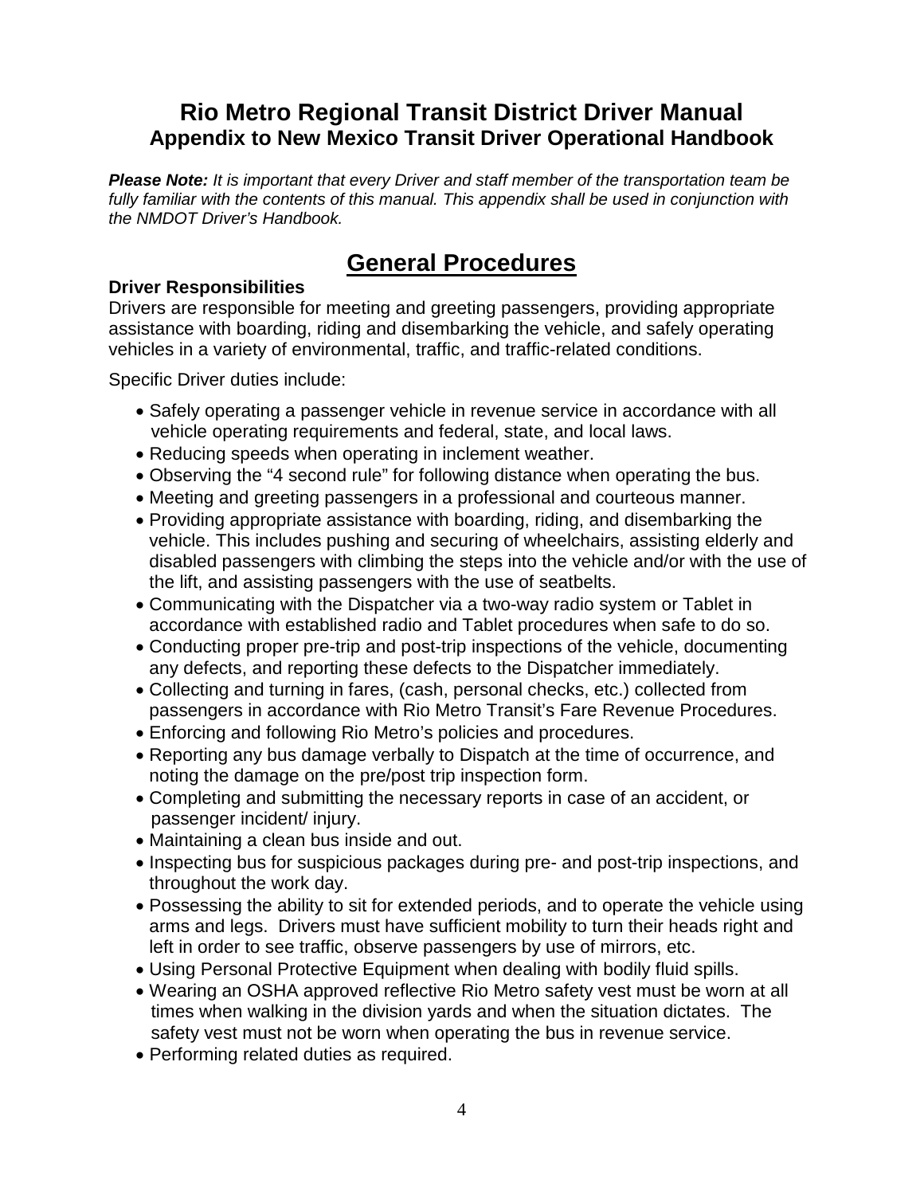# Rio Metro Regional Transit District Driver Manual
## Appendix to New Mexico Transit Driver Operational Handbook

***Please Note:*** *It is important that every Driver and staff member of the transportation team be fully familiar with the contents of this manual. This appendix shall be used in conjunction with the NMDOT Driver's Handbook.*

## General Procedures

### Driver Responsibilities

Drivers are responsible for meeting and greeting passengers, providing appropriate assistance with boarding, riding and disembarking the vehicle, and safely operating vehicles in a variety of environmental, traffic, and traffic-related conditions.

Specific Driver duties include:

- Safely operating a passenger vehicle in revenue service in accordance with all vehicle operating requirements and federal, state, and local laws.
- Reducing speeds when operating in inclement weather.
- Observing the "4 second rule" for following distance when operating the bus.
- Meeting and greeting passengers in a professional and courteous manner.
- Providing appropriate assistance with boarding, riding, and disembarking the vehicle. This includes pushing and securing of wheelchairs, assisting elderly and disabled passengers with climbing the steps into the vehicle and/or with the use of the lift, and assisting passengers with the use of seatbelts.
- Communicating with the Dispatcher via a two-way radio system or Tablet in accordance with established radio and Tablet procedures when safe to do so.
- Conducting proper pre-trip and post-trip inspections of the vehicle, documenting any defects, and reporting these defects to the Dispatcher immediately.
- Collecting and turning in fares, (cash, personal checks, etc.) collected from passengers in accordance with Rio Metro Transit's Fare Revenue Procedures.
- Enforcing and following Rio Metro's policies and procedures.
- Reporting any bus damage verbally to Dispatch at the time of occurrence, and noting the damage on the pre/post trip inspection form.
- Completing and submitting the necessary reports in case of an accident, or passenger incident/ injury.
- Maintaining a clean bus inside and out.
- Inspecting bus for suspicious packages during pre- and post-trip inspections, and throughout the work day.
- Possessing the ability to sit for extended periods, and to operate the vehicle using arms and legs. Drivers must have sufficient mobility to turn their heads right and left in order to see traffic, observe passengers by use of mirrors, etc.
- Using Personal Protective Equipment when dealing with bodily fluid spills.
- Wearing an OSHA approved reflective Rio Metro safety vest must be worn at all times when walking in the division yards and when the situation dictates. The safety vest must not be worn when operating the bus in revenue service.
- Performing related duties as required.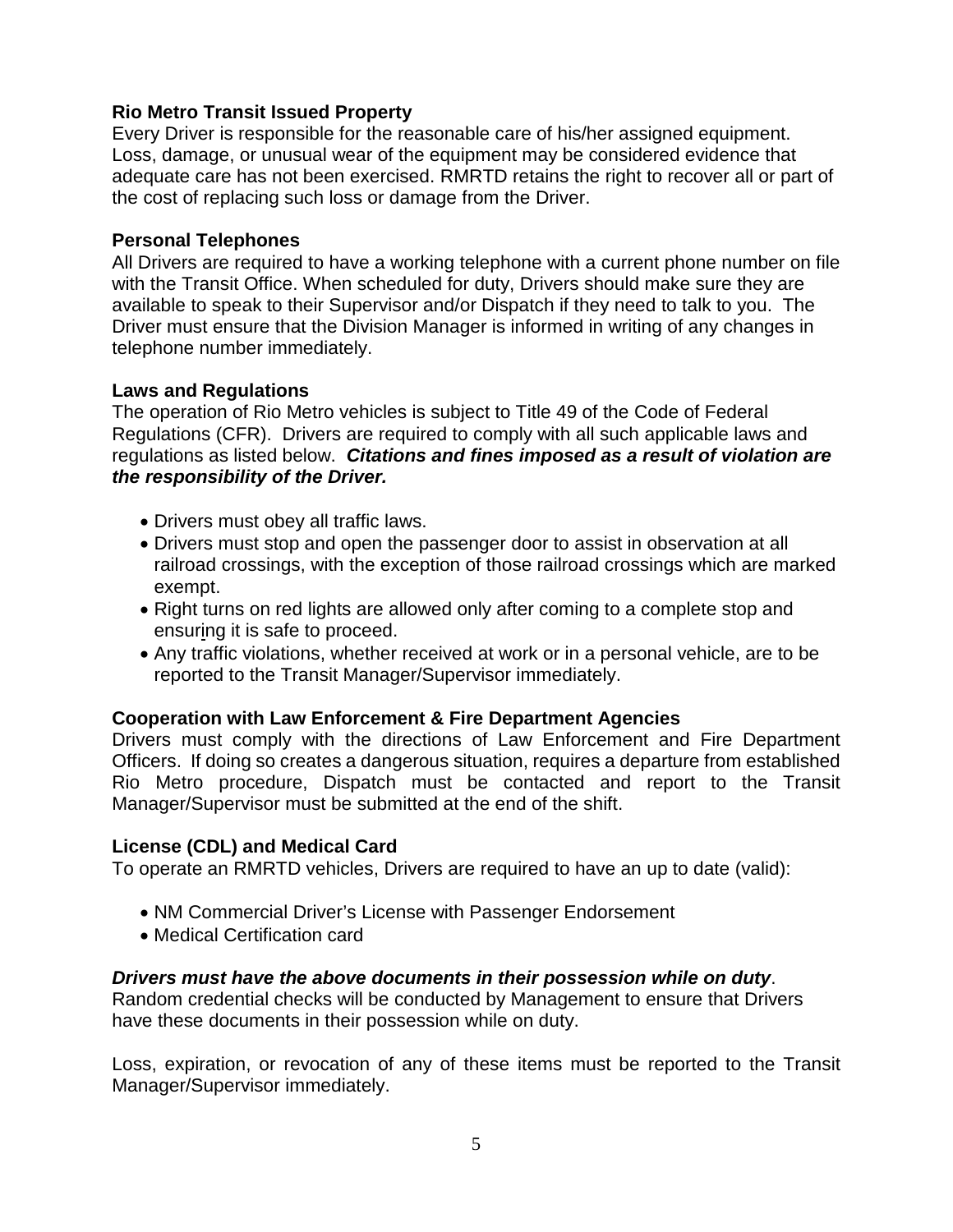**Rio Metro Transit Issued Property**

Every Driver is responsible for the reasonable care of his/her assigned equipment. Loss, damage, or unusual wear of the equipment may be considered evidence that adequate care has not been exercised. RMRTD retains the right to recover all or part of the cost of replacing such loss or damage from the Driver.

**Personal Telephones**

All Drivers are required to have a working telephone with a current phone number on file with the Transit Office. When scheduled for duty, Drivers should make sure they are available to speak to their Supervisor and/or Dispatch if they need to talk to you. The Driver must ensure that the Division Manager is informed in writing of any changes in telephone number immediately.

**Laws and Regulations**

The operation of Rio Metro vehicles is subject to Title 49 of the Code of Federal Regulations (CFR). Drivers are required to comply with all such applicable laws and regulations as listed below. ***Citations and fines imposed as a result of violation are the responsibility of the Driver.***

- Drivers must obey all traffic laws.
- Drivers must stop and open the passenger door to assist in observation at all railroad crossings, with the exception of those railroad crossings which are marked exempt.
- Right turns on red lights are allowed only after coming to a complete stop and ensuring it is safe to proceed.
- Any traffic violations, whether received at work or in a personal vehicle, are to be reported to the Transit Manager/Supervisor immediately.

**Cooperation with Law Enforcement & Fire Department Agencies**

Drivers must comply with the directions of Law Enforcement and Fire Department Officers. If doing so creates a dangerous situation, requires a departure from established Rio Metro procedure, Dispatch must be contacted and report to the Transit Manager/Supervisor must be submitted at the end of the shift.

**License (CDL) and Medical Card**

To operate an RMRTD vehicles, Drivers are required to have an up to date (valid):

- NM Commercial Driver's License with Passenger Endorsement
- Medical Certification card

***Drivers must have the above documents in their possession while on duty***. Random credential checks will be conducted by Management to ensure that Drivers have these documents in their possession while on duty.

Loss, expiration, or revocation of any of these items must be reported to the Transit Manager/Supervisor immediately.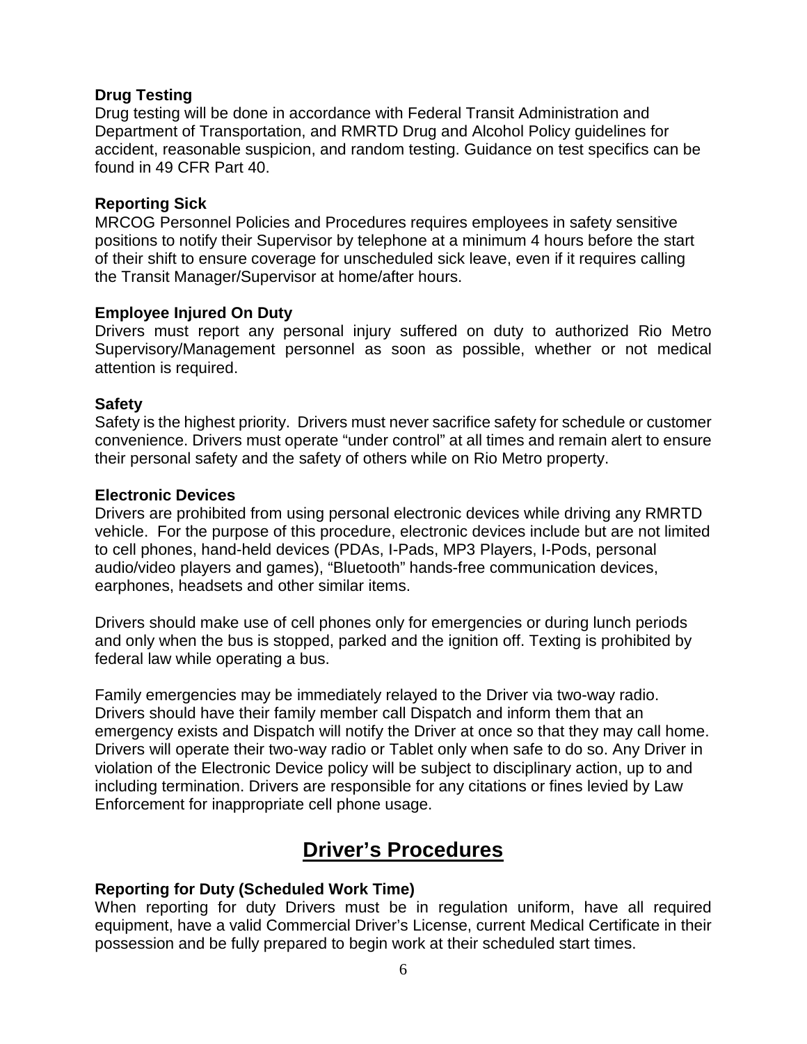**Drug Testing**

Drug testing will be done in accordance with Federal Transit Administration and Department of Transportation, and RMRTD Drug and Alcohol Policy guidelines for accident, reasonable suspicion, and random testing. Guidance on test specifics can be found in 49 CFR Part 40.

**Reporting Sick**

MRCOG Personnel Policies and Procedures requires employees in safety sensitive positions to notify their Supervisor by telephone at a minimum 4 hours before the start of their shift to ensure coverage for unscheduled sick leave, even if it requires calling the Transit Manager/Supervisor at home/after hours.

**Employee Injured On Duty**

Drivers must report any personal injury suffered on duty to authorized Rio Metro Supervisory/Management personnel as soon as possible, whether or not medical attention is required.

**Safety**

Safety is the highest priority. Drivers must never sacrifice safety for schedule or customer convenience. Drivers must operate "under control" at all times and remain alert to ensure their personal safety and the safety of others while on Rio Metro property.

**Electronic Devices**

Drivers are prohibited from using personal electronic devices while driving any RMRTD vehicle. For the purpose of this procedure, electronic devices include but are not limited to cell phones, hand-held devices (PDAs, I-Pads, MP3 Players, I-Pods, personal audio/video players and games), "Bluetooth" hands-free communication devices, earphones, headsets and other similar items.

Drivers should make use of cell phones only for emergencies or during lunch periods and only when the bus is stopped, parked and the ignition off. Texting is prohibited by federal law while operating a bus.

Family emergencies may be immediately relayed to the Driver via two-way radio. Drivers should have their family member call Dispatch and inform them that an emergency exists and Dispatch will notify the Driver at once so that they may call home. Drivers will operate their two-way radio or Tablet only when safe to do so. Any Driver in violation of the Electronic Device policy will be subject to disciplinary action, up to and including termination. Drivers are responsible for any citations or fines levied by Law Enforcement for inappropriate cell phone usage.

# Driver's Procedures

**Reporting for Duty (Scheduled Work Time)**

When reporting for duty Drivers must be in regulation uniform, have all required equipment, have a valid Commercial Driver's License, current Medical Certificate in their possession and be fully prepared to begin work at their scheduled start times.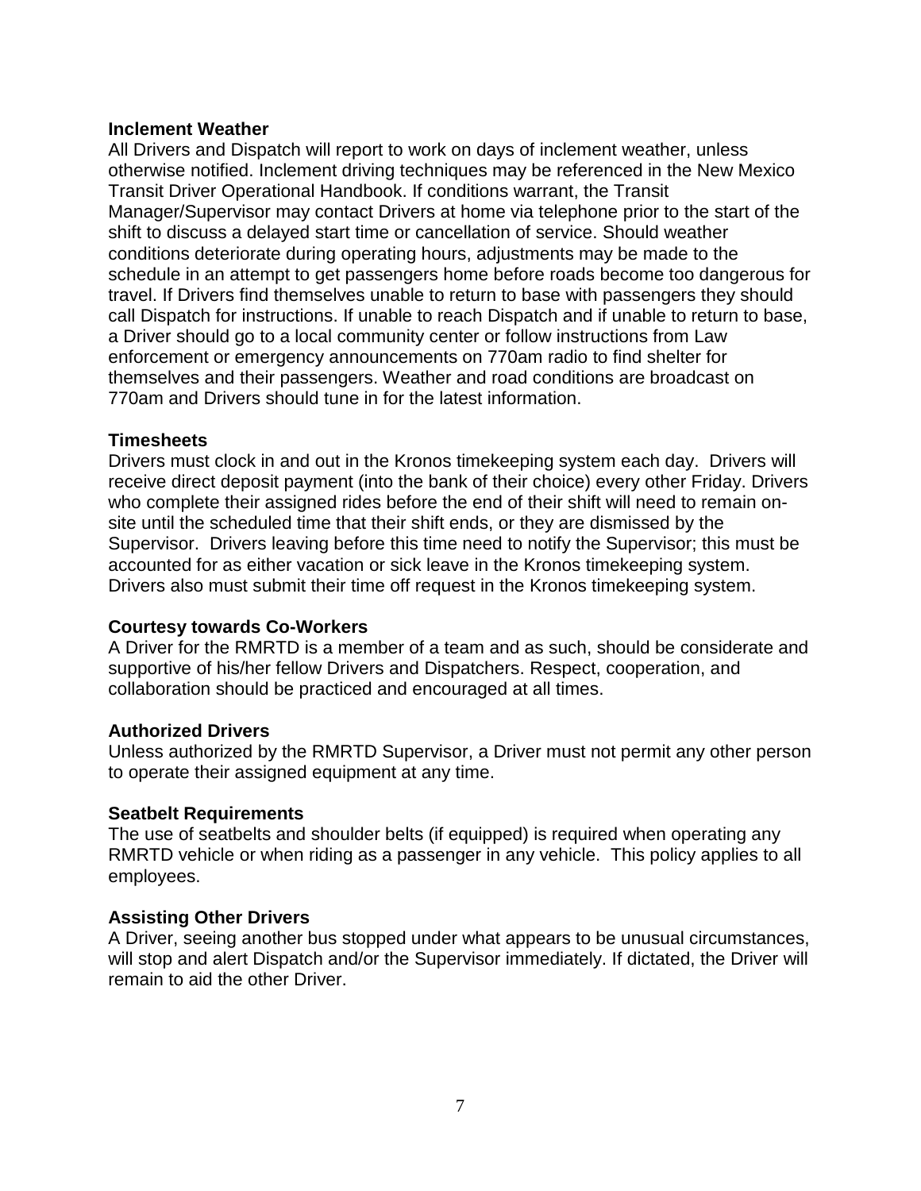### Inclement Weather

All Drivers and Dispatch will report to work on days of inclement weather, unless otherwise notified. Inclement driving techniques may be referenced in the New Mexico Transit Driver Operational Handbook. If conditions warrant, the Transit Manager/Supervisor may contact Drivers at home via telephone prior to the start of the shift to discuss a delayed start time or cancellation of service. Should weather conditions deteriorate during operating hours, adjustments may be made to the schedule in an attempt to get passengers home before roads become too dangerous for travel. If Drivers find themselves unable to return to base with passengers they should call Dispatch for instructions. If unable to reach Dispatch and if unable to return to base, a Driver should go to a local community center or follow instructions from Law enforcement or emergency announcements on 770am radio to find shelter for themselves and their passengers. Weather and road conditions are broadcast on 770am and Drivers should tune in for the latest information.

### Timesheets

Drivers must clock in and out in the Kronos timekeeping system each day. Drivers will receive direct deposit payment (into the bank of their choice) every other Friday. Drivers who complete their assigned rides before the end of their shift will need to remain on-site until the scheduled time that their shift ends, or they are dismissed by the Supervisor. Drivers leaving before this time need to notify the Supervisor; this must be accounted for as either vacation or sick leave in the Kronos timekeeping system. Drivers also must submit their time off request in the Kronos timekeeping system.

### Courtesy towards Co-Workers

A Driver for the RMRTD is a member of a team and as such, should be considerate and supportive of his/her fellow Drivers and Dispatchers. Respect, cooperation, and collaboration should be practiced and encouraged at all times.

### Authorized Drivers

Unless authorized by the RMRTD Supervisor, a Driver must not permit any other person to operate their assigned equipment at any time.

### Seatbelt Requirements

The use of seatbelts and shoulder belts (if equipped) is required when operating any RMRTD vehicle or when riding as a passenger in any vehicle. This policy applies to all employees.

### Assisting Other Drivers

A Driver, seeing another bus stopped under what appears to be unusual circumstances, will stop and alert Dispatch and/or the Supervisor immediately. If dictated, the Driver will remain to aid the other Driver.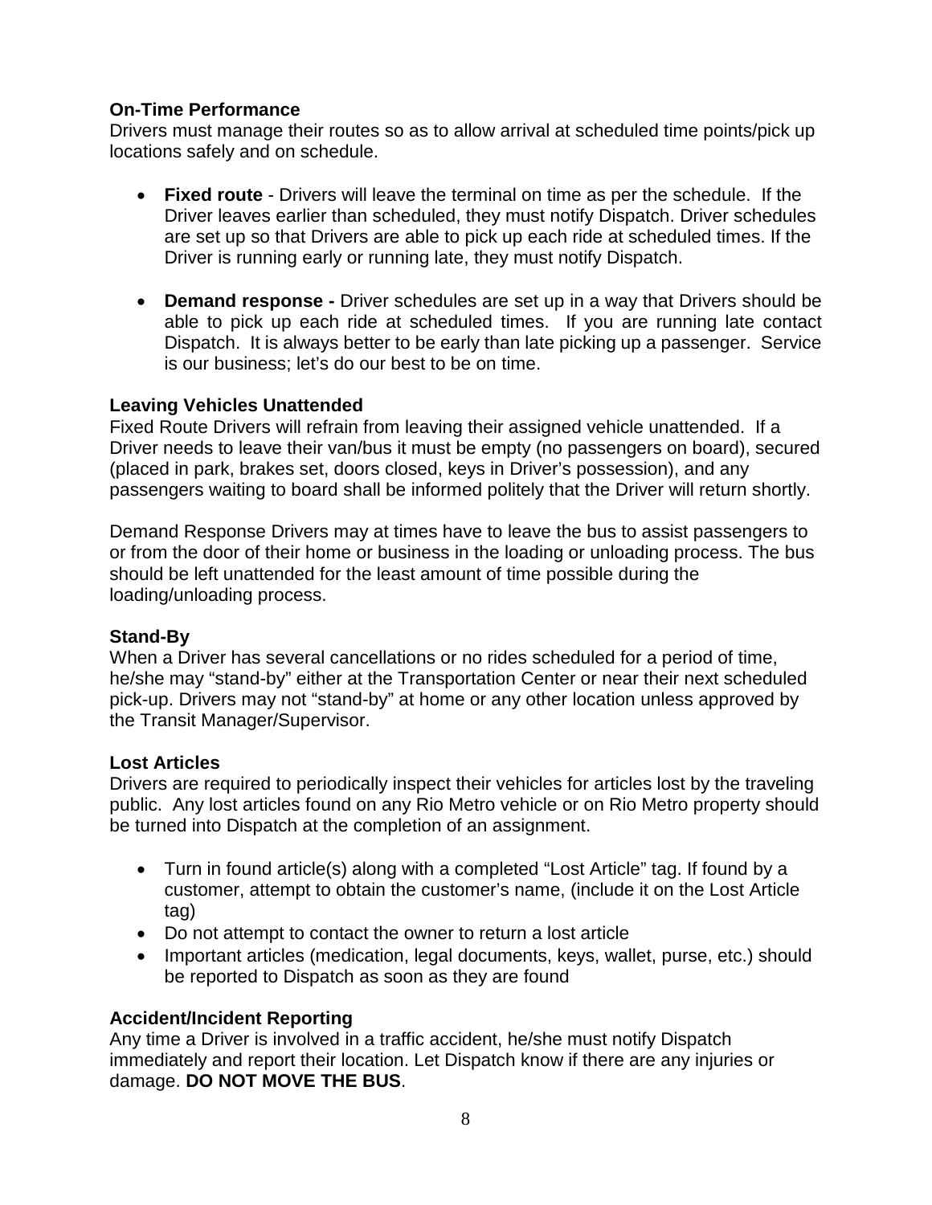**On-Time Performance**
Drivers must manage their routes so as to allow arrival at scheduled time points/pick up locations safely and on schedule.

- **Fixed route** - Drivers will leave the terminal on time as per the schedule. If the Driver leaves earlier than scheduled, they must notify Dispatch. Driver schedules are set up so that Drivers are able to pick up each ride at scheduled times. If the Driver is running early or running late, they must notify Dispatch.

- **Demand response -** Driver schedules are set up in a way that Drivers should be able to pick up each ride at scheduled times. If you are running late contact Dispatch. It is always better to be early than late picking up a passenger. Service is our business; let's do our best to be on time.

**Leaving Vehicles Unattended**
Fixed Route Drivers will refrain from leaving their assigned vehicle unattended. If a Driver needs to leave their van/bus it must be empty (no passengers on board), secured (placed in park, brakes set, doors closed, keys in Driver's possession), and any passengers waiting to board shall be informed politely that the Driver will return shortly.

Demand Response Drivers may at times have to leave the bus to assist passengers to or from the door of their home or business in the loading or unloading process. The bus should be left unattended for the least amount of time possible during the loading/unloading process.

**Stand-By**
When a Driver has several cancellations or no rides scheduled for a period of time, he/she may "stand-by" either at the Transportation Center or near their next scheduled pick-up. Drivers may not "stand-by" at home or any other location unless approved by the Transit Manager/Supervisor.

**Lost Articles**
Drivers are required to periodically inspect their vehicles for articles lost by the traveling public. Any lost articles found on any Rio Metro vehicle or on Rio Metro property should be turned into Dispatch at the completion of an assignment.

- Turn in found article(s) along with a completed "Lost Article" tag. If found by a customer, attempt to obtain the customer's name, (include it on the Lost Article tag)
- Do not attempt to contact the owner to return a lost article
- Important articles (medication, legal documents, keys, wallet, purse, etc.) should be reported to Dispatch as soon as they are found

**Accident/Incident Reporting**
Any time a Driver is involved in a traffic accident, he/she must notify Dispatch immediately and report their location. Let Dispatch know if there are any injuries or damage. **DO NOT MOVE THE BUS**.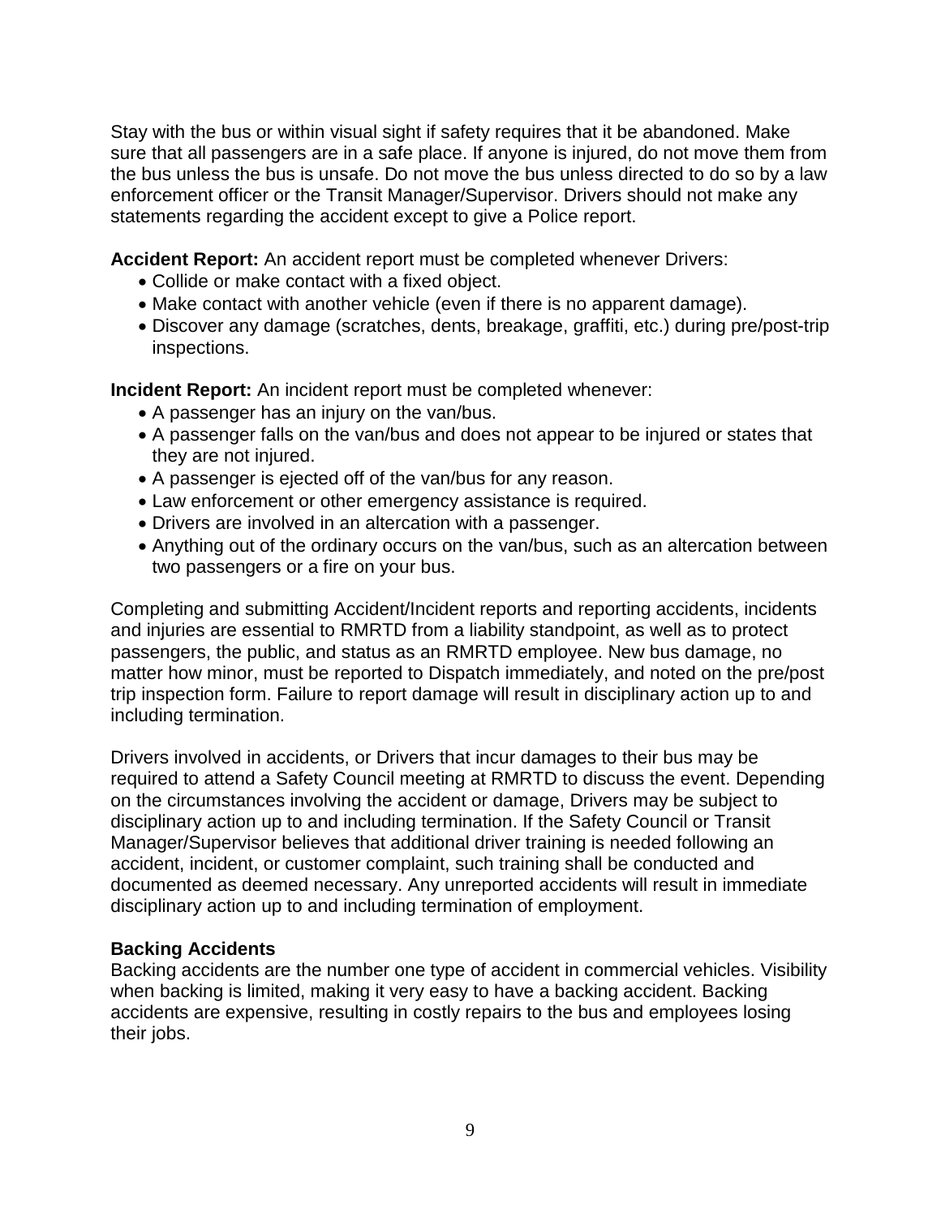Stay with the bus or within visual sight if safety requires that it be abandoned. Make sure that all passengers are in a safe place. If anyone is injured, do not move them from the bus unless the bus is unsafe. Do not move the bus unless directed to do so by a law enforcement officer or the Transit Manager/Supervisor. Drivers should not make any statements regarding the accident except to give a Police report.

**Accident Report:** An accident report must be completed whenever Drivers:

- Collide or make contact with a fixed object.
- Make contact with another vehicle (even if there is no apparent damage).
- Discover any damage (scratches, dents, breakage, graffiti, etc.) during pre/post-trip inspections.

**Incident Report:** An incident report must be completed whenever:

- A passenger has an injury on the van/bus.
- A passenger falls on the van/bus and does not appear to be injured or states that they are not injured.
- A passenger is ejected off of the van/bus for any reason.
- Law enforcement or other emergency assistance is required.
- Drivers are involved in an altercation with a passenger.
- Anything out of the ordinary occurs on the van/bus, such as an altercation between two passengers or a fire on your bus.

Completing and submitting Accident/Incident reports and reporting accidents, incidents and injuries are essential to RMRTD from a liability standpoint, as well as to protect passengers, the public, and status as an RMRTD employee. New bus damage, no matter how minor, must be reported to Dispatch immediately, and noted on the pre/post trip inspection form. Failure to report damage will result in disciplinary action up to and including termination.

Drivers involved in accidents, or Drivers that incur damages to their bus may be required to attend a Safety Council meeting at RMRTD to discuss the event. Depending on the circumstances involving the accident or damage, Drivers may be subject to disciplinary action up to and including termination. If the Safety Council or Transit Manager/Supervisor believes that additional driver training is needed following an accident, incident, or customer complaint, such training shall be conducted and documented as deemed necessary. Any unreported accidents will result in immediate disciplinary action up to and including termination of employment.

**Backing Accidents**

Backing accidents are the number one type of accident in commercial vehicles. Visibility when backing is limited, making it very easy to have a backing accident. Backing accidents are expensive, resulting in costly repairs to the bus and employees losing their jobs.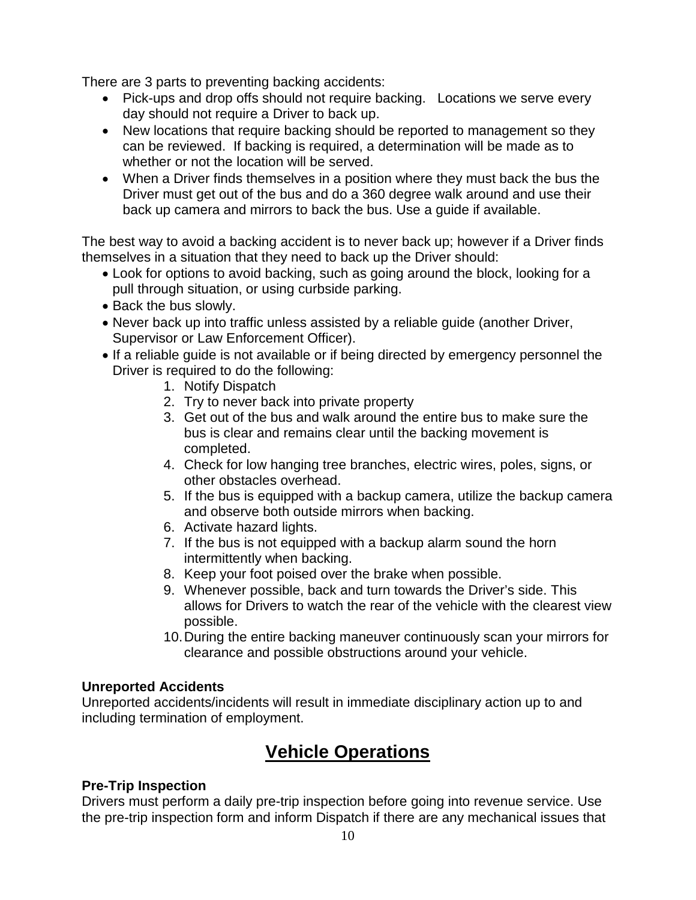There are 3 parts to preventing backing accidents:

- Pick-ups and drop offs should not require backing.   Locations we serve every day should not require a Driver to back up.
- New locations that require backing should be reported to management so they can be reviewed.  If backing is required, a determination will be made as to whether or not the location will be served.
- When a Driver finds themselves in a position where they must back the bus the Driver must get out of the bus and do a 360 degree walk around and use their back up camera and mirrors to back the bus. Use a guide if available.

The best way to avoid a backing accident is to never back up; however if a Driver finds themselves in a situation that they need to back up the Driver should:

- Look for options to avoid backing, such as going around the block, looking for a pull through situation, or using curbside parking.
- Back the bus slowly.
- Never back up into traffic unless assisted by a reliable guide (another Driver, Supervisor or Law Enforcement Officer).
- If a reliable guide is not available or if being directed by emergency personnel the Driver is required to do the following:
    1. Notify Dispatch
    2. Try to never back into private property
    3. Get out of the bus and walk around the entire bus to make sure the bus is clear and remains clear until the backing movement is completed.
    4. Check for low hanging tree branches, electric wires, poles, signs, or other obstacles overhead.
    5. If the bus is equipped with a backup camera, utilize the backup camera and observe both outside mirrors when backing.
    6. Activate hazard lights.
    7. If the bus is not equipped with a backup alarm sound the horn intermittently when backing.
    8. Keep your foot poised over the brake when possible.
    9. Whenever possible, back and turn towards the Driver's side. This allows for Drivers to watch the rear of the vehicle with the clearest view possible.
    10. During the entire backing maneuver continuously scan your mirrors for clearance and possible obstructions around your vehicle.

**Unreported Accidents**

Unreported accidents/incidents will result in immediate disciplinary action up to and including termination of employment.

# Vehicle Operations

**Pre-Trip Inspection**

Drivers must perform a daily pre-trip inspection before going into revenue service. Use the pre-trip inspection form and inform Dispatch if there are any mechanical issues that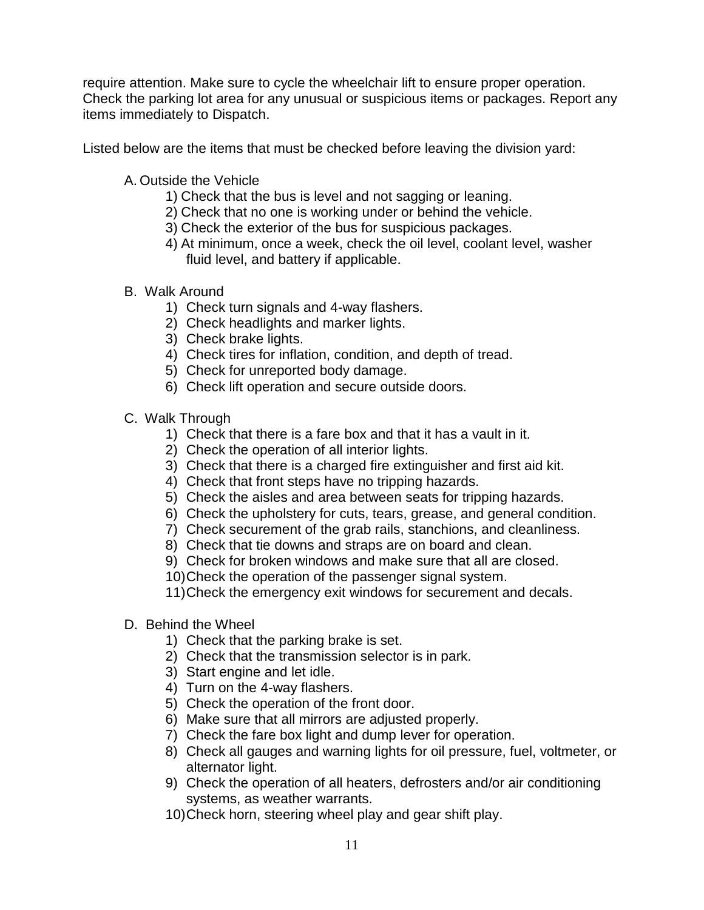require attention. Make sure to cycle the wheelchair lift to ensure proper operation. Check the parking lot area for any unusual or suspicious items or packages. Report any items immediately to Dispatch.

Listed below are the items that must be checked before leaving the division yard:

A. Outside the Vehicle
   1) Check that the bus is level and not sagging or leaning.
   2) Check that no one is working under or behind the vehicle.
   3) Check the exterior of the bus for suspicious packages.
   4) At minimum, once a week, check the oil level, coolant level, washer fluid level, and battery if applicable.

B. Walk Around
   1) Check turn signals and 4-way flashers.
   2) Check headlights and marker lights.
   3) Check brake lights.
   4) Check tires for inflation, condition, and depth of tread.
   5) Check for unreported body damage.
   6) Check lift operation and secure outside doors.

C. Walk Through
   1) Check that there is a fare box and that it has a vault in it.
   2) Check the operation of all interior lights.
   3) Check that there is a charged fire extinguisher and first aid kit.
   4) Check that front steps have no tripping hazards.
   5) Check the aisles and area between seats for tripping hazards.
   6) Check the upholstery for cuts, tears, grease, and general condition.
   7) Check securement of the grab rails, stanchions, and cleanliness.
   8) Check that tie downs and straps are on board and clean.
   9) Check for broken windows and make sure that all are closed.
   10) Check the operation of the passenger signal system.
   11) Check the emergency exit windows for securement and decals.

D. Behind the Wheel
   1) Check that the parking brake is set.
   2) Check that the transmission selector is in park.
   3) Start engine and let idle.
   4) Turn on the 4-way flashers.
   5) Check the operation of the front door.
   6) Make sure that all mirrors are adjusted properly.
   7) Check the fare box light and dump lever for operation.
   8) Check all gauges and warning lights for oil pressure, fuel, voltmeter, or alternator light.
   9) Check the operation of all heaters, defrosters and/or air conditioning systems, as weather warrants.
   10) Check horn, steering wheel play and gear shift play.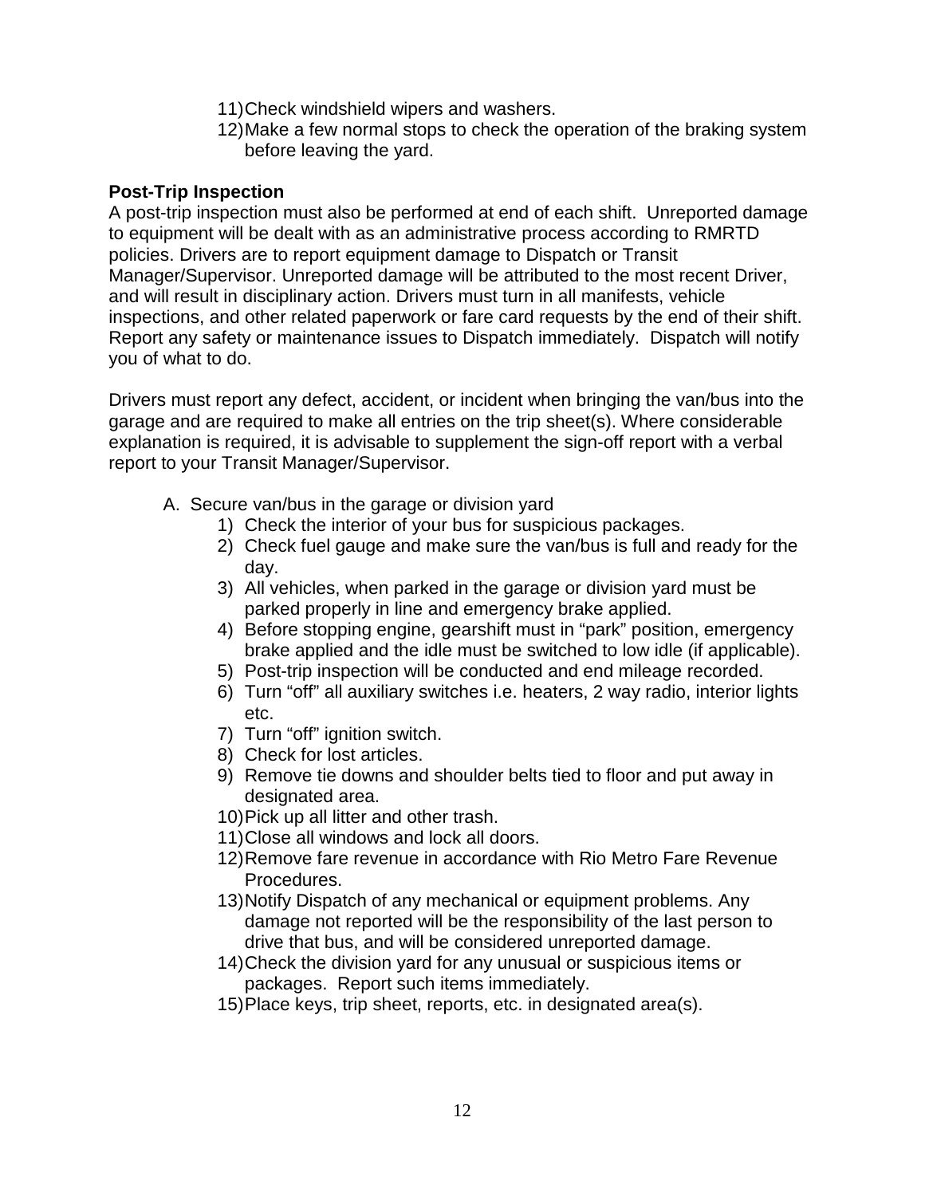11) Check windshield wipers and washers.
12) Make a few normal stops to check the operation of the braking system before leaving the yard.

**Post-Trip Inspection**

A post-trip inspection must also be performed at end of each shift. Unreported damage to equipment will be dealt with as an administrative process according to RMRTD policies. Drivers are to report equipment damage to Dispatch or Transit Manager/Supervisor. Unreported damage will be attributed to the most recent Driver, and will result in disciplinary action. Drivers must turn in all manifests, vehicle inspections, and other related paperwork or fare card requests by the end of their shift. Report any safety or maintenance issues to Dispatch immediately. Dispatch will notify you of what to do.

Drivers must report any defect, accident, or incident when bringing the van/bus into the garage and are required to make all entries on the trip sheet(s). Where considerable explanation is required, it is advisable to supplement the sign-off report with a verbal report to your Transit Manager/Supervisor.

A. Secure van/bus in the garage or division yard
   1) Check the interior of your bus for suspicious packages.
   2) Check fuel gauge and make sure the van/bus is full and ready for the day.
   3) All vehicles, when parked in the garage or division yard must be parked properly in line and emergency brake applied.
   4) Before stopping engine, gearshift must in "park" position, emergency brake applied and the idle must be switched to low idle (if applicable).
   5) Post-trip inspection will be conducted and end mileage recorded.
   6) Turn "off" all auxiliary switches i.e. heaters, 2 way radio, interior lights etc.
   7) Turn "off" ignition switch.
   8) Check for lost articles.
   9) Remove tie downs and shoulder belts tied to floor and put away in designated area.
   10) Pick up all litter and other trash.
   11) Close all windows and lock all doors.
   12) Remove fare revenue in accordance with Rio Metro Fare Revenue Procedures.
   13) Notify Dispatch of any mechanical or equipment problems. Any damage not reported will be the responsibility of the last person to drive that bus, and will be considered unreported damage.
   14) Check the division yard for any unusual or suspicious items or packages. Report such items immediately.
   15) Place keys, trip sheet, reports, etc. in designated area(s).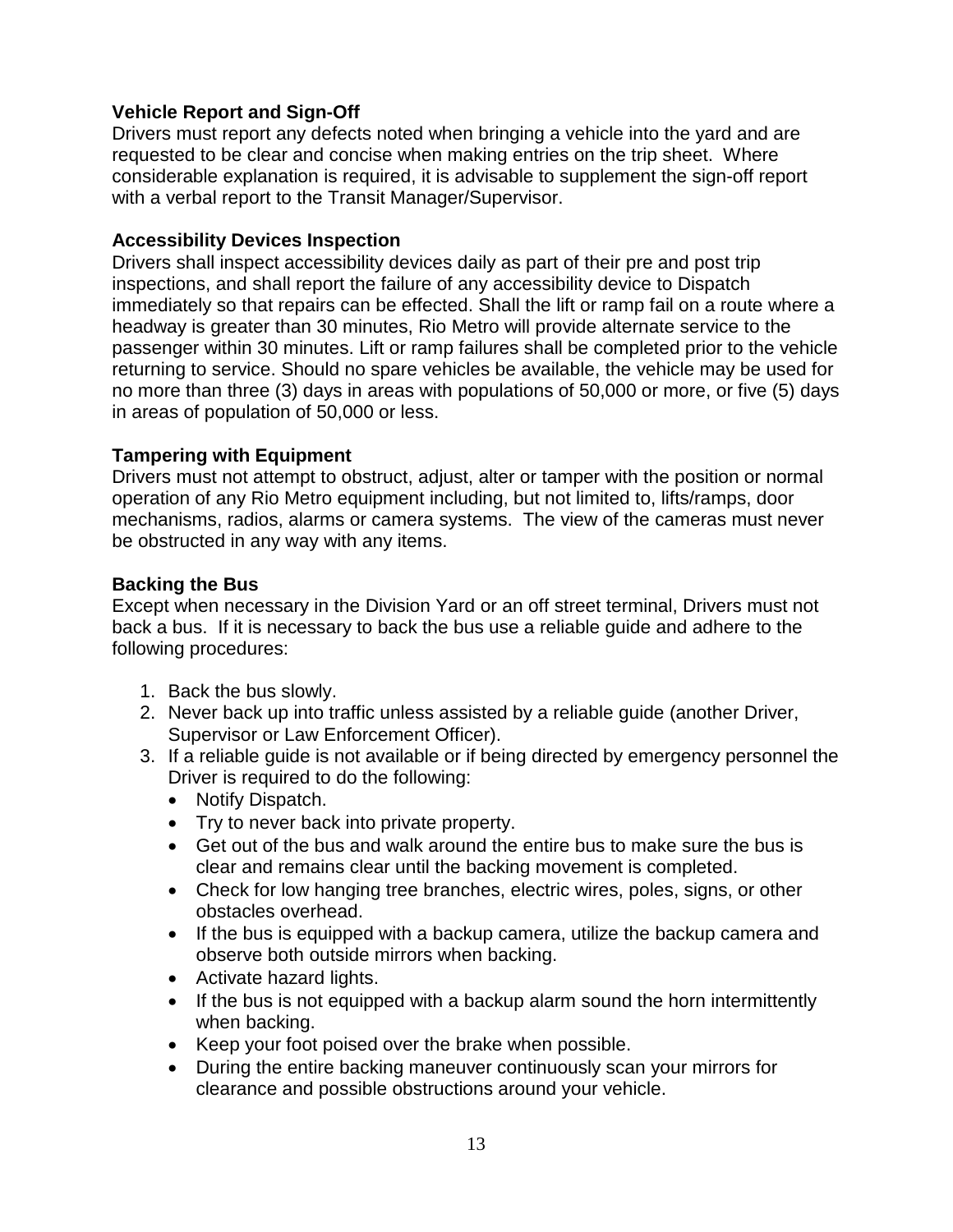**Vehicle Report and Sign-Off**

Drivers must report any defects noted when bringing a vehicle into the yard and are requested to be clear and concise when making entries on the trip sheet. Where considerable explanation is required, it is advisable to supplement the sign-off report with a verbal report to the Transit Manager/Supervisor.

**Accessibility Devices Inspection**

Drivers shall inspect accessibility devices daily as part of their pre and post trip inspections, and shall report the failure of any accessibility device to Dispatch immediately so that repairs can be effected. Shall the lift or ramp fail on a route where a headway is greater than 30 minutes, Rio Metro will provide alternate service to the passenger within 30 minutes. Lift or ramp failures shall be completed prior to the vehicle returning to service. Should no spare vehicles be available, the vehicle may be used for no more than three (3) days in areas with populations of 50,000 or more, or five (5) days in areas of population of 50,000 or less.

**Tampering with Equipment**

Drivers must not attempt to obstruct, adjust, alter or tamper with the position or normal operation of any Rio Metro equipment including, but not limited to, lifts/ramps, door mechanisms, radios, alarms or camera systems. The view of the cameras must never be obstructed in any way with any items.

**Backing the Bus**

Except when necessary in the Division Yard or an off street terminal, Drivers must not back a bus. If it is necessary to back the bus use a reliable guide and adhere to the following procedures:

1. Back the bus slowly.
2. Never back up into traffic unless assisted by a reliable guide (another Driver, Supervisor or Law Enforcement Officer).
3. If a reliable guide is not available or if being directed by emergency personnel the Driver is required to do the following:
   - Notify Dispatch.
   - Try to never back into private property.
   - Get out of the bus and walk around the entire bus to make sure the bus is clear and remains clear until the backing movement is completed.
   - Check for low hanging tree branches, electric wires, poles, signs, or other obstacles overhead.
   - If the bus is equipped with a backup camera, utilize the backup camera and observe both outside mirrors when backing.
   - Activate hazard lights.
   - If the bus is not equipped with a backup alarm sound the horn intermittently when backing.
   - Keep your foot poised over the brake when possible.
   - During the entire backing maneuver continuously scan your mirrors for clearance and possible obstructions around your vehicle.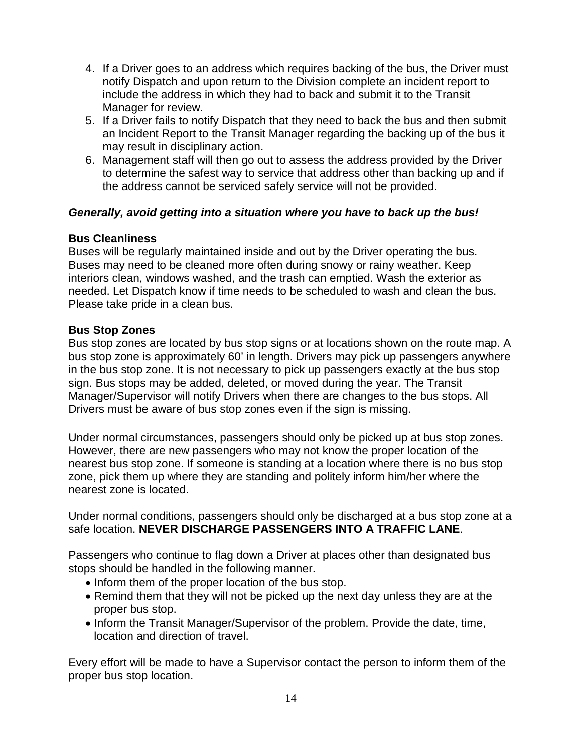4. If a Driver goes to an address which requires backing of the bus, the Driver must notify Dispatch and upon return to the Division complete an incident report to include the address in which they had to back and submit it to the Transit Manager for review.
5. If a Driver fails to notify Dispatch that they need to back the bus and then submit an Incident Report to the Transit Manager regarding the backing up of the bus it may result in disciplinary action.
6. Management staff will then go out to assess the address provided by the Driver to determine the safest way to service that address other than backing up and if the address cannot be serviced safely service will not be provided.

***Generally, avoid getting into a situation where you have to back up the bus!***

**Bus Cleanliness**

Buses will be regularly maintained inside and out by the Driver operating the bus. Buses may need to be cleaned more often during snowy or rainy weather. Keep interiors clean, windows washed, and the trash can emptied. Wash the exterior as needed. Let Dispatch know if time needs to be scheduled to wash and clean the bus. Please take pride in a clean bus.

**Bus Stop Zones**

Bus stop zones are located by bus stop signs or at locations shown on the route map. A bus stop zone is approximately 60' in length. Drivers may pick up passengers anywhere in the bus stop zone. It is not necessary to pick up passengers exactly at the bus stop sign. Bus stops may be added, deleted, or moved during the year. The Transit Manager/Supervisor will notify Drivers when there are changes to the bus stops. All Drivers must be aware of bus stop zones even if the sign is missing.

Under normal circumstances, passengers should only be picked up at bus stop zones. However, there are new passengers who may not know the proper location of the nearest bus stop zone. If someone is standing at a location where there is no bus stop zone, pick them up where they are standing and politely inform him/her where the nearest zone is located.

Under normal conditions, passengers should only be discharged at a bus stop zone at a safe location. **NEVER DISCHARGE PASSENGERS INTO A TRAFFIC LANE**.

Passengers who continue to flag down a Driver at places other than designated bus stops should be handled in the following manner.

- Inform them of the proper location of the bus stop.
- Remind them that they will not be picked up the next day unless they are at the proper bus stop.
- Inform the Transit Manager/Supervisor of the problem. Provide the date, time, location and direction of travel.

Every effort will be made to have a Supervisor contact the person to inform them of the proper bus stop location.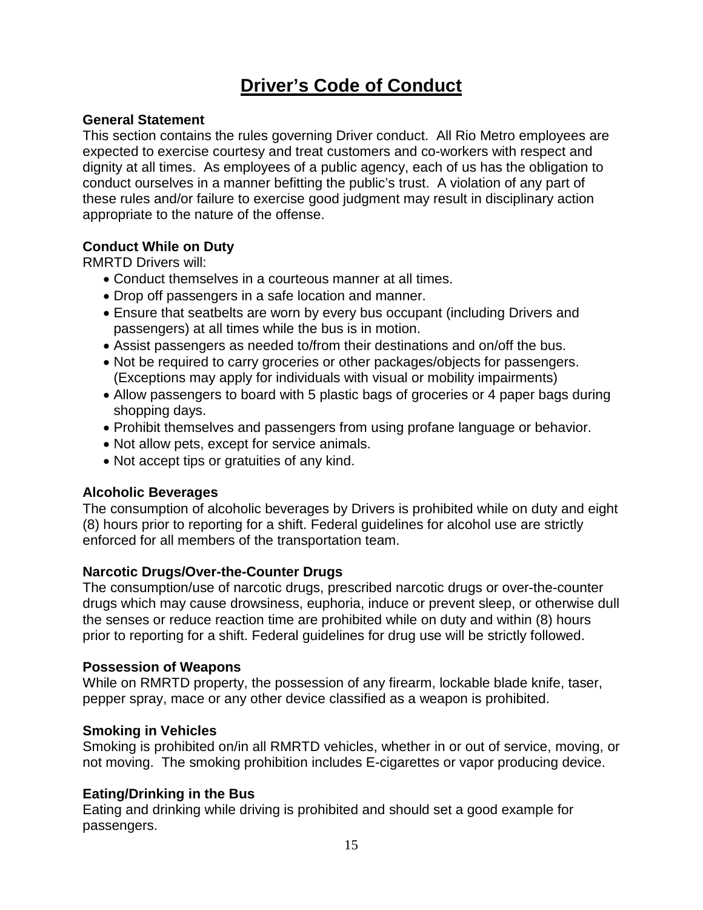# Driver's Code of Conduct

**General Statement**
This section contains the rules governing Driver conduct. All Rio Metro employees are expected to exercise courtesy and treat customers and co-workers with respect and dignity at all times. As employees of a public agency, each of us has the obligation to conduct ourselves in a manner befitting the public's trust. A violation of any part of these rules and/or failure to exercise good judgment may result in disciplinary action appropriate to the nature of the offense.

**Conduct While on Duty**
RMRTD Drivers will:

- Conduct themselves in a courteous manner at all times.
- Drop off passengers in a safe location and manner.
- Ensure that seatbelts are worn by every bus occupant (including Drivers and passengers) at all times while the bus is in motion.
- Assist passengers as needed to/from their destinations and on/off the bus.
- Not be required to carry groceries or other packages/objects for passengers. (Exceptions may apply for individuals with visual or mobility impairments)
- Allow passengers to board with 5 plastic bags of groceries or 4 paper bags during shopping days.
- Prohibit themselves and passengers from using profane language or behavior.
- Not allow pets, except for service animals.
- Not accept tips or gratuities of any kind.

**Alcoholic Beverages**
The consumption of alcoholic beverages by Drivers is prohibited while on duty and eight (8) hours prior to reporting for a shift. Federal guidelines for alcohol use are strictly enforced for all members of the transportation team.

**Narcotic Drugs/Over-the-Counter Drugs**
The consumption/use of narcotic drugs, prescribed narcotic drugs or over-the-counter drugs which may cause drowsiness, euphoria, induce or prevent sleep, or otherwise dull the senses or reduce reaction time are prohibited while on duty and within (8) hours prior to reporting for a shift. Federal guidelines for drug use will be strictly followed.

**Possession of Weapons**
While on RMRTD property, the possession of any firearm, lockable blade knife, taser, pepper spray, mace or any other device classified as a weapon is prohibited.

**Smoking in Vehicles**
Smoking is prohibited on/in all RMRTD vehicles, whether in or out of service, moving, or not moving. The smoking prohibition includes E-cigarettes or vapor producing device.

**Eating/Drinking in the Bus**
Eating and drinking while driving is prohibited and should set a good example for passengers.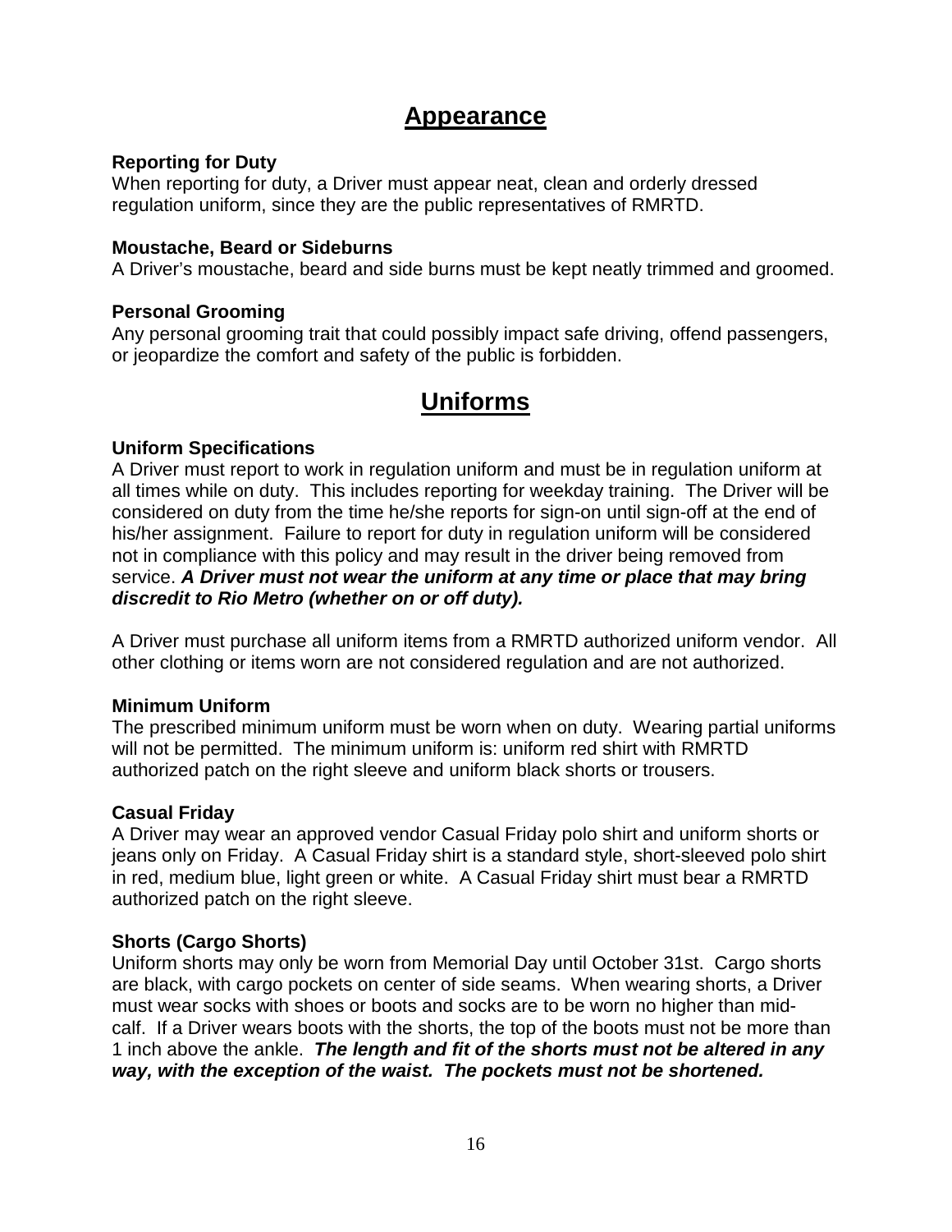# Appearance

### Reporting for Duty

When reporting for duty, a Driver must appear neat, clean and orderly dressed regulation uniform, since they are the public representatives of RMRTD.

### Moustache, Beard or Sideburns

A Driver's moustache, beard and side burns must be kept neatly trimmed and groomed.

### Personal Grooming

Any personal grooming trait that could possibly impact safe driving, offend passengers, or jeopardize the comfort and safety of the public is forbidden.

# Uniforms

### Uniform Specifications

A Driver must report to work in regulation uniform and must be in regulation uniform at all times while on duty. This includes reporting for weekday training. The Driver will be considered on duty from the time he/she reports for sign-on until sign-off at the end of his/her assignment. Failure to report for duty in regulation uniform will be considered not in compliance with this policy and may result in the driver being removed from service. ***A Driver must not wear the uniform at any time or place that may bring discredit to Rio Metro (whether on or off duty).***

A Driver must purchase all uniform items from a RMRTD authorized uniform vendor. All other clothing or items worn are not considered regulation and are not authorized.

### Minimum Uniform

The prescribed minimum uniform must be worn when on duty. Wearing partial uniforms will not be permitted. The minimum uniform is: uniform red shirt with RMRTD authorized patch on the right sleeve and uniform black shorts or trousers.

### Casual Friday

A Driver may wear an approved vendor Casual Friday polo shirt and uniform shorts or jeans only on Friday. A Casual Friday shirt is a standard style, short-sleeved polo shirt in red, medium blue, light green or white. A Casual Friday shirt must bear a RMRTD authorized patch on the right sleeve.

### Shorts (Cargo Shorts)

Uniform shorts may only be worn from Memorial Day until October 31st. Cargo shorts are black, with cargo pockets on center of side seams. When wearing shorts, a Driver must wear socks with shoes or boots and socks are to be worn no higher than mid-calf. If a Driver wears boots with the shorts, the top of the boots must not be more than 1 inch above the ankle. ***The length and fit of the shorts must not be altered in any way, with the exception of the waist. The pockets must not be shortened.***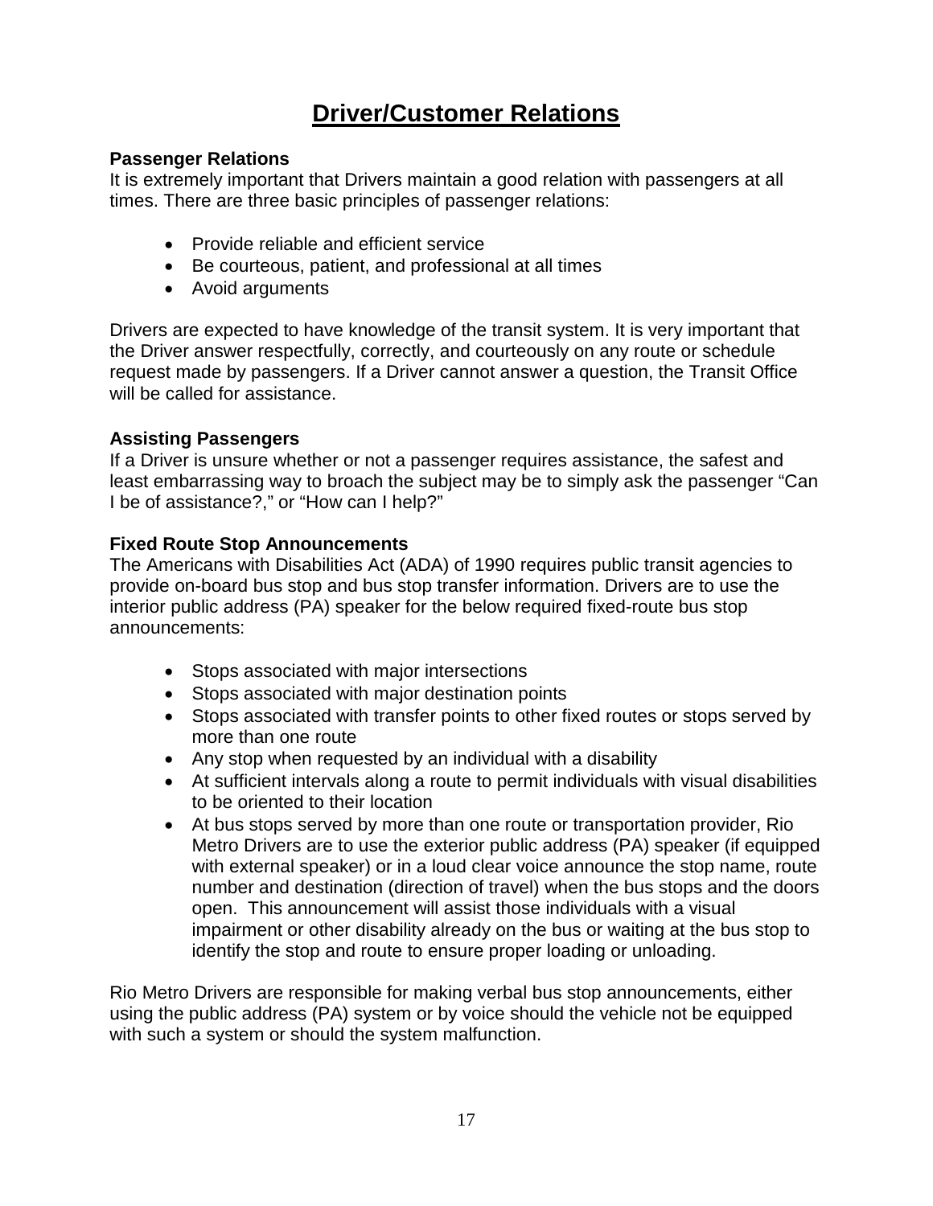# Driver/Customer Relations

### Passenger Relations

It is extremely important that Drivers maintain a good relation with passengers at all times. There are three basic principles of passenger relations:

- Provide reliable and efficient service
- Be courteous, patient, and professional at all times
- Avoid arguments

Drivers are expected to have knowledge of the transit system. It is very important that the Driver answer respectfully, correctly, and courteously on any route or schedule request made by passengers. If a Driver cannot answer a question, the Transit Office will be called for assistance.

### Assisting Passengers

If a Driver is unsure whether or not a passenger requires assistance, the safest and least embarrassing way to broach the subject may be to simply ask the passenger "Can I be of assistance?," or "How can I help?"

### Fixed Route Stop Announcements

The Americans with Disabilities Act (ADA) of 1990 requires public transit agencies to provide on-board bus stop and bus stop transfer information. Drivers are to use the interior public address (PA) speaker for the below required fixed-route bus stop announcements:

- Stops associated with major intersections
- Stops associated with major destination points
- Stops associated with transfer points to other fixed routes or stops served by more than one route
- Any stop when requested by an individual with a disability
- At sufficient intervals along a route to permit individuals with visual disabilities to be oriented to their location
- At bus stops served by more than one route or transportation provider, Rio Metro Drivers are to use the exterior public address (PA) speaker (if equipped with external speaker) or in a loud clear voice announce the stop name, route number and destination (direction of travel) when the bus stops and the doors open. This announcement will assist those individuals with a visual impairment or other disability already on the bus or waiting at the bus stop to identify the stop and route to ensure proper loading or unloading.

Rio Metro Drivers are responsible for making verbal bus stop announcements, either using the public address (PA) system or by voice should the vehicle not be equipped with such a system or should the system malfunction.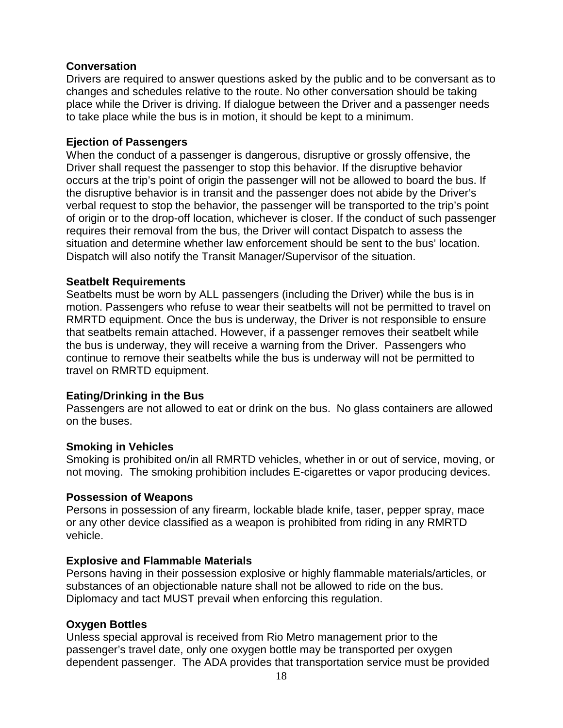**Conversation**

Drivers are required to answer questions asked by the public and to be conversant as to changes and schedules relative to the route. No other conversation should be taking place while the Driver is driving. If dialogue between the Driver and a passenger needs to take place while the bus is in motion, it should be kept to a minimum.

**Ejection of Passengers**

When the conduct of a passenger is dangerous, disruptive or grossly offensive, the Driver shall request the passenger to stop this behavior. If the disruptive behavior occurs at the trip's point of origin the passenger will not be allowed to board the bus. If the disruptive behavior is in transit and the passenger does not abide by the Driver's verbal request to stop the behavior, the passenger will be transported to the trip's point of origin or to the drop-off location, whichever is closer. If the conduct of such passenger requires their removal from the bus, the Driver will contact Dispatch to assess the situation and determine whether law enforcement should be sent to the bus' location. Dispatch will also notify the Transit Manager/Supervisor of the situation.

**Seatbelt Requirements**

Seatbelts must be worn by ALL passengers (including the Driver) while the bus is in motion. Passengers who refuse to wear their seatbelts will not be permitted to travel on RMRTD equipment. Once the bus is underway, the Driver is not responsible to ensure that seatbelts remain attached. However, if a passenger removes their seatbelt while the bus is underway, they will receive a warning from the Driver. Passengers who continue to remove their seatbelts while the bus is underway will not be permitted to travel on RMRTD equipment.

**Eating/Drinking in the Bus**

Passengers are not allowed to eat or drink on the bus. No glass containers are allowed on the buses.

**Smoking in Vehicles**

Smoking is prohibited on/in all RMRTD vehicles, whether in or out of service, moving, or not moving. The smoking prohibition includes E-cigarettes or vapor producing devices.

**Possession of Weapons**

Persons in possession of any firearm, lockable blade knife, taser, pepper spray, mace or any other device classified as a weapon is prohibited from riding in any RMRTD vehicle.

**Explosive and Flammable Materials**

Persons having in their possession explosive or highly flammable materials/articles, or substances of an objectionable nature shall not be allowed to ride on the bus. Diplomacy and tact MUST prevail when enforcing this regulation.

**Oxygen Bottles**

Unless special approval is received from Rio Metro management prior to the passenger's travel date, only one oxygen bottle may be transported per oxygen dependent passenger. The ADA provides that transportation service must be provided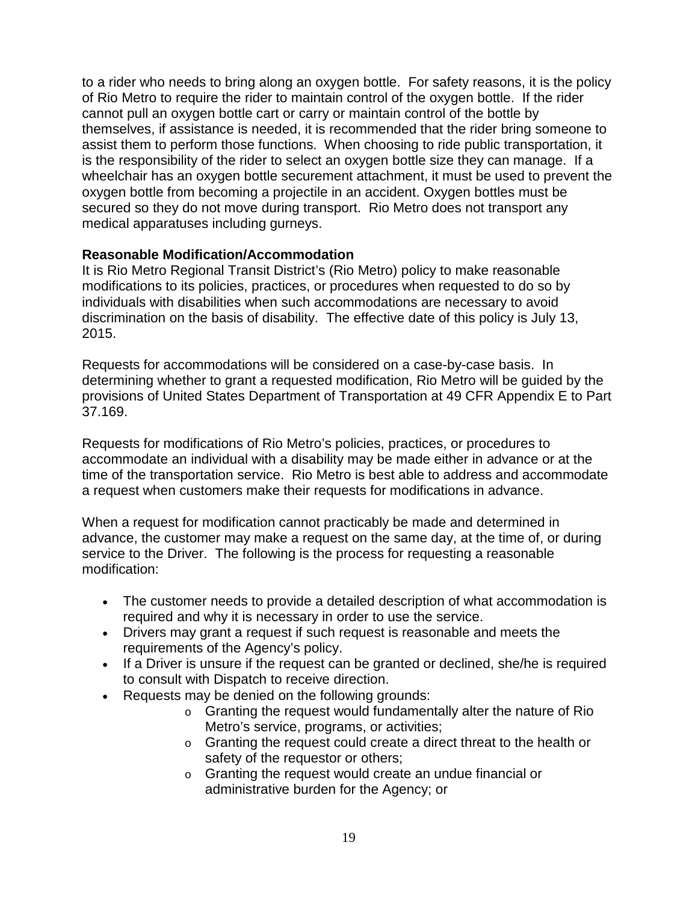to a rider who needs to bring along an oxygen bottle. For safety reasons, it is the policy of Rio Metro to require the rider to maintain control of the oxygen bottle. If the rider cannot pull an oxygen bottle cart or carry or maintain control of the bottle by themselves, if assistance is needed, it is recommended that the rider bring someone to assist them to perform those functions. When choosing to ride public transportation, it is the responsibility of the rider to select an oxygen bottle size they can manage. If a wheelchair has an oxygen bottle securement attachment, it must be used to prevent the oxygen bottle from becoming a projectile in an accident. Oxygen bottles must be secured so they do not move during transport. Rio Metro does not transport any medical apparatuses including gurneys.

**Reasonable Modification/Accommodation**

It is Rio Metro Regional Transit District's (Rio Metro) policy to make reasonable modifications to its policies, practices, or procedures when requested to do so by individuals with disabilities when such accommodations are necessary to avoid discrimination on the basis of disability. The effective date of this policy is July 13, 2015.

Requests for accommodations will be considered on a case-by-case basis. In determining whether to grant a requested modification, Rio Metro will be guided by the provisions of United States Department of Transportation at 49 CFR Appendix E to Part 37.169.

Requests for modifications of Rio Metro's policies, practices, or procedures to accommodate an individual with a disability may be made either in advance or at the time of the transportation service. Rio Metro is best able to address and accommodate a request when customers make their requests for modifications in advance.

When a request for modification cannot practicably be made and determined in advance, the customer may make a request on the same day, at the time of, or during service to the Driver. The following is the process for requesting a reasonable modification:

- The customer needs to provide a detailed description of what accommodation is required and why it is necessary in order to use the service.
- Drivers may grant a request if such request is reasonable and meets the requirements of the Agency's policy.
- If a Driver is unsure if the request can be granted or declined, she/he is required to consult with Dispatch to receive direction.
- Requests may be denied on the following grounds:
  - Granting the request would fundamentally alter the nature of Rio Metro's service, programs, or activities;
  - Granting the request could create a direct threat to the health or safety of the requestor or others;
  - Granting the request would create an undue financial or administrative burden for the Agency; or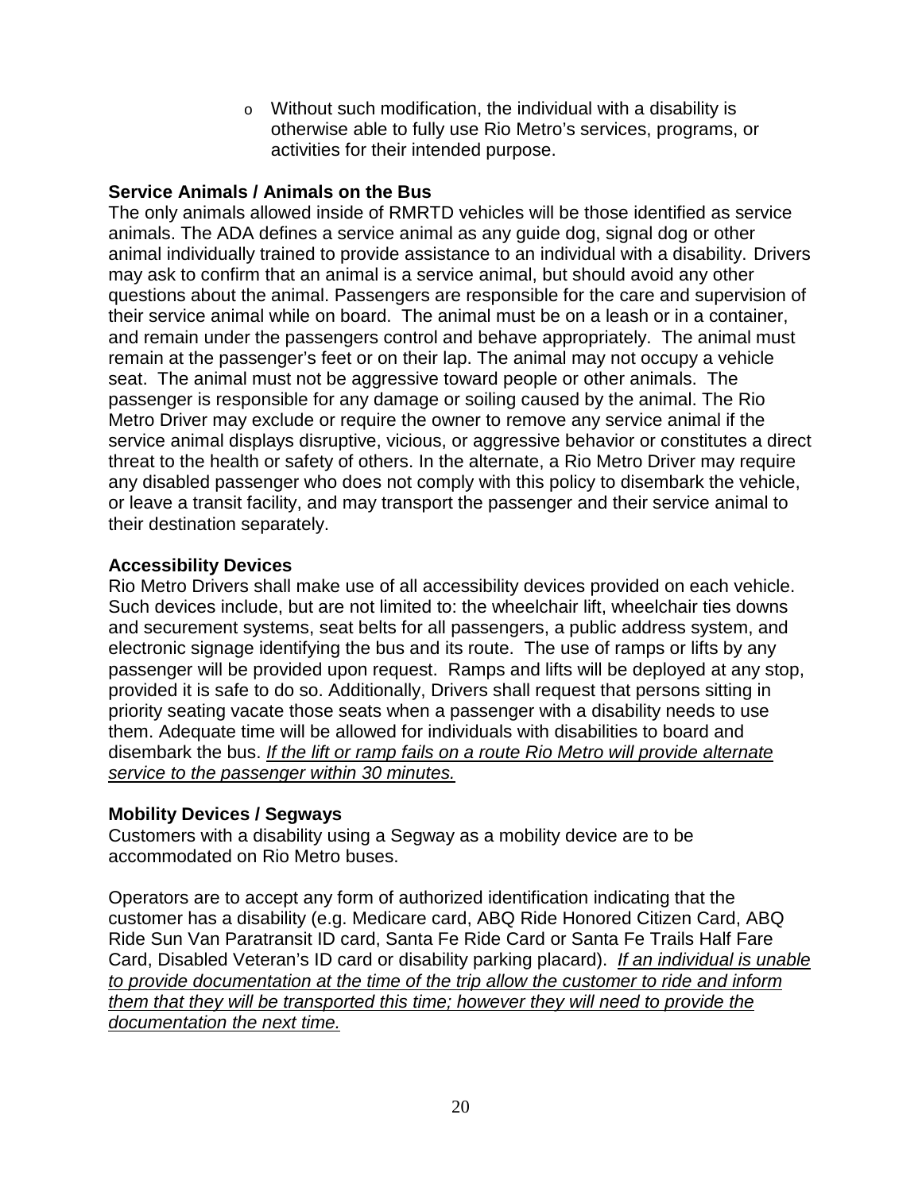- Without such modification, the individual with a disability is otherwise able to fully use Rio Metro's services, programs, or activities for their intended purpose.

**Service Animals / Animals on the Bus**

The only animals allowed inside of RMRTD vehicles will be those identified as service animals. The ADA defines a service animal as any guide dog, signal dog or other animal individually trained to provide assistance to an individual with a disability. Drivers may ask to confirm that an animal is a service animal, but should avoid any other questions about the animal. Passengers are responsible for the care and supervision of their service animal while on board. The animal must be on a leash or in a container, and remain under the passengers control and behave appropriately. The animal must remain at the passenger's feet or on their lap. The animal may not occupy a vehicle seat. The animal must not be aggressive toward people or other animals. The passenger is responsible for any damage or soiling caused by the animal. The Rio Metro Driver may exclude or require the owner to remove any service animal if the service animal displays disruptive, vicious, or aggressive behavior or constitutes a direct threat to the health or safety of others. In the alternate, a Rio Metro Driver may require any disabled passenger who does not comply with this policy to disembark the vehicle, or leave a transit facility, and may transport the passenger and their service animal to their destination separately.

**Accessibility Devices**

Rio Metro Drivers shall make use of all accessibility devices provided on each vehicle. Such devices include, but are not limited to: the wheelchair lift, wheelchair ties downs and securement systems, seat belts for all passengers, a public address system, and electronic signage identifying the bus and its route. The use of ramps or lifts by any passenger will be provided upon request. Ramps and lifts will be deployed at any stop, provided it is safe to do so. Additionally, Drivers shall request that persons sitting in priority seating vacate those seats when a passenger with a disability needs to use them. Adequate time will be allowed for individuals with disabilities to board and disembark the bus. *If the lift or ramp fails on a route Rio Metro will provide alternate service to the passenger within 30 minutes.*

**Mobility Devices / Segways**

Customers with a disability using a Segway as a mobility device are to be accommodated on Rio Metro buses.

Operators are to accept any form of authorized identification indicating that the customer has a disability (e.g. Medicare card, ABQ Ride Honored Citizen Card, ABQ Ride Sun Van Paratransit ID card, Santa Fe Ride Card or Santa Fe Trails Half Fare Card, Disabled Veteran's ID card or disability parking placard). *If an individual is unable to provide documentation at the time of the trip allow the customer to ride and inform them that they will be transported this time; however they will need to provide the documentation the next time.*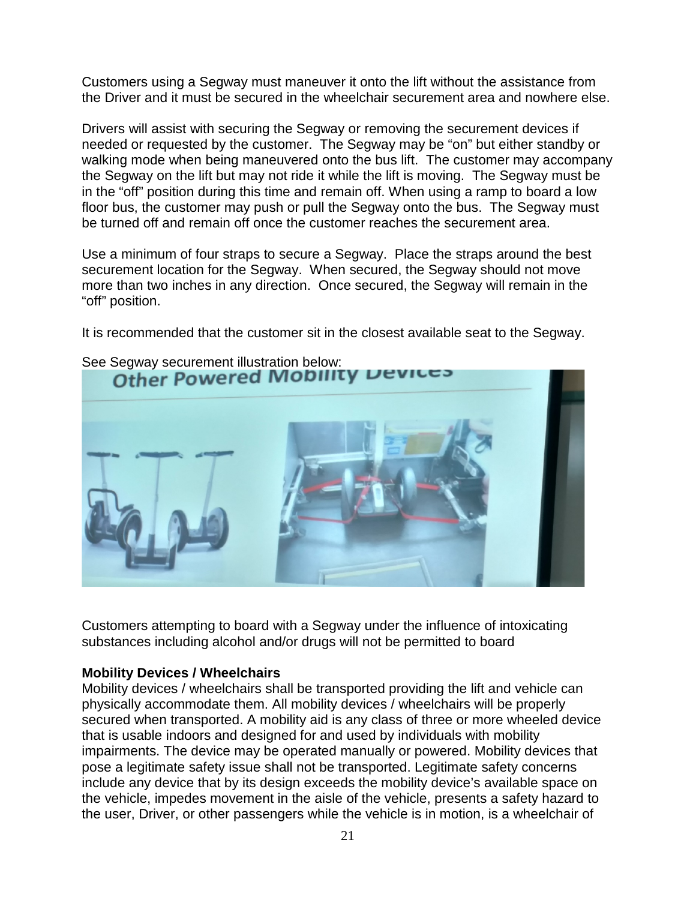Customers using a Segway must maneuver it onto the lift without the assistance from the Driver and it must be secured in the wheelchair securement area and nowhere else.

Drivers will assist with securing the Segway or removing the securement devices if needed or requested by the customer. The Segway may be "on" but either standby or walking mode when being maneuvered onto the bus lift. The customer may accompany the Segway on the lift but may not ride it while the lift is moving. The Segway must be in the "off" position during this time and remain off. When using a ramp to board a low floor bus, the customer may push or pull the Segway onto the bus. The Segway must be turned off and remain off once the customer reaches the securement area.

Use a minimum of four straps to secure a Segway. Place the straps around the best securement location for the Segway. When secured, the Segway should not move more than two inches in any direction. Once secured, the Segway will remain in the "off" position.

It is recommended that the customer sit in the closest available seat to the Segway.

See Segway securement illustration below:

Customers attempting to board with a Segway under the influence of intoxicating substances including alcohol and/or drugs will not be permitted to board

**Mobility Devices / Wheelchairs**

Mobility devices / wheelchairs shall be transported providing the lift and vehicle can physically accommodate them. All mobility devices / wheelchairs will be properly secured when transported. A mobility aid is any class of three or more wheeled device that is usable indoors and designed for and used by individuals with mobility impairments. The device may be operated manually or powered. Mobility devices that pose a legitimate safety issue shall not be transported. Legitimate safety concerns include any device that by its design exceeds the mobility device's available space on the vehicle, impedes movement in the aisle of the vehicle, presents a safety hazard to the user, Driver, or other passengers while the vehicle is in motion, is a wheelchair of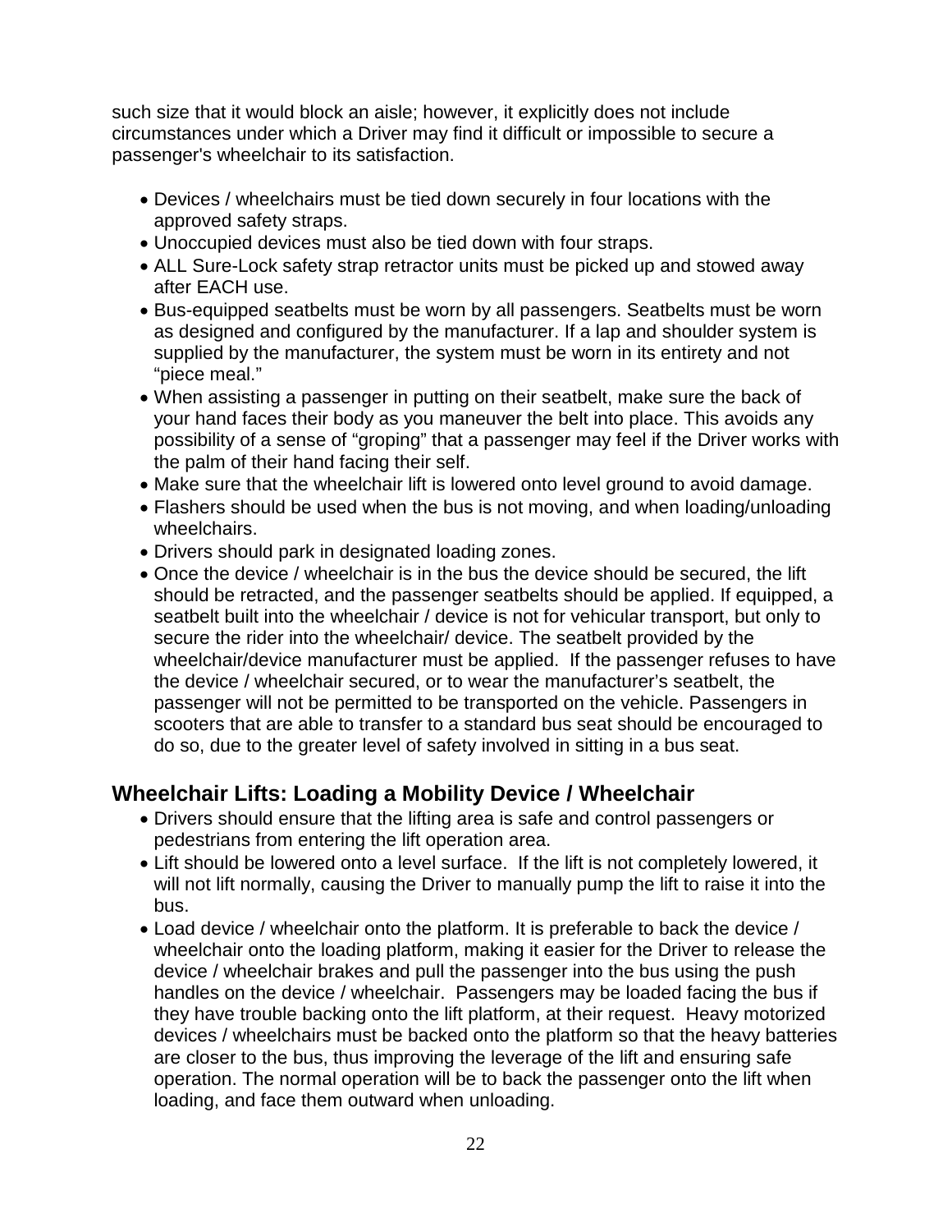such size that it would block an aisle; however, it explicitly does not include circumstances under which a Driver may find it difficult or impossible to secure a passenger's wheelchair to its satisfaction.

- Devices / wheelchairs must be tied down securely in four locations with the approved safety straps.
- Unoccupied devices must also be tied down with four straps.
- ALL Sure-Lock safety strap retractor units must be picked up and stowed away after EACH use.
- Bus-equipped seatbelts must be worn by all passengers. Seatbelts must be worn as designed and configured by the manufacturer. If a lap and shoulder system is supplied by the manufacturer, the system must be worn in its entirety and not "piece meal."
- When assisting a passenger in putting on their seatbelt, make sure the back of your hand faces their body as you maneuver the belt into place. This avoids any possibility of a sense of "groping" that a passenger may feel if the Driver works with the palm of their hand facing their self.
- Make sure that the wheelchair lift is lowered onto level ground to avoid damage.
- Flashers should be used when the bus is not moving, and when loading/unloading wheelchairs.
- Drivers should park in designated loading zones.
- Once the device / wheelchair is in the bus the device should be secured, the lift should be retracted, and the passenger seatbelts should be applied. If equipped, a seatbelt built into the wheelchair / device is not for vehicular transport, but only to secure the rider into the wheelchair/ device. The seatbelt provided by the wheelchair/device manufacturer must be applied. If the passenger refuses to have the device / wheelchair secured, or to wear the manufacturer's seatbelt, the passenger will not be permitted to be transported on the vehicle. Passengers in scooters that are able to transfer to a standard bus seat should be encouraged to do so, due to the greater level of safety involved in sitting in a bus seat.

## Wheelchair Lifts: Loading a Mobility Device / Wheelchair

- Drivers should ensure that the lifting area is safe and control passengers or pedestrians from entering the lift operation area.
- Lift should be lowered onto a level surface. If the lift is not completely lowered, it will not lift normally, causing the Driver to manually pump the lift to raise it into the bus.
- Load device / wheelchair onto the platform. It is preferable to back the device / wheelchair onto the loading platform, making it easier for the Driver to release the device / wheelchair brakes and pull the passenger into the bus using the push handles on the device / wheelchair. Passengers may be loaded facing the bus if they have trouble backing onto the lift platform, at their request. Heavy motorized devices / wheelchairs must be backed onto the platform so that the heavy batteries are closer to the bus, thus improving the leverage of the lift and ensuring safe operation. The normal operation will be to back the passenger onto the lift when loading, and face them outward when unloading.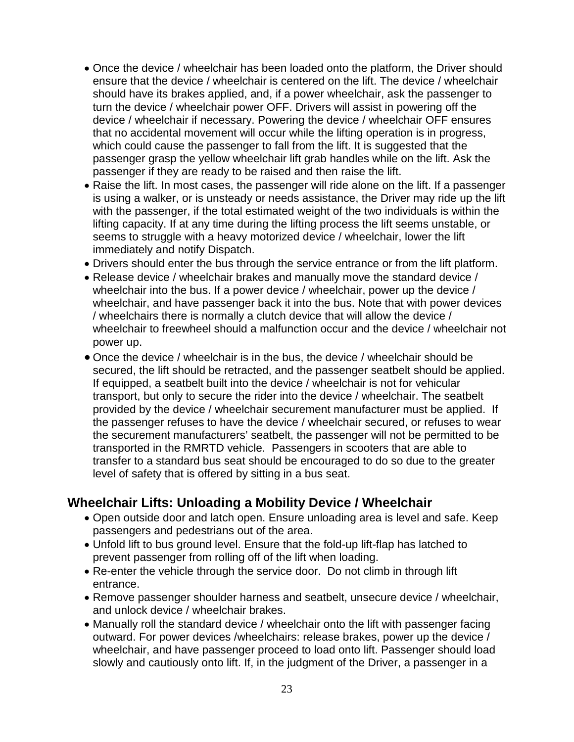- Once the device / wheelchair has been loaded onto the platform, the Driver should ensure that the device / wheelchair is centered on the lift. The device / wheelchair should have its brakes applied, and, if a power wheelchair, ask the passenger to turn the device / wheelchair power OFF. Drivers will assist in powering off the device / wheelchair if necessary. Powering the device / wheelchair OFF ensures that no accidental movement will occur while the lifting operation is in progress, which could cause the passenger to fall from the lift. It is suggested that the passenger grasp the yellow wheelchair lift grab handles while on the lift. Ask the passenger if they are ready to be raised and then raise the lift.
- Raise the lift. In most cases, the passenger will ride alone on the lift. If a passenger is using a walker, or is unsteady or needs assistance, the Driver may ride up the lift with the passenger, if the total estimated weight of the two individuals is within the lifting capacity. If at any time during the lifting process the lift seems unstable, or seems to struggle with a heavy motorized device / wheelchair, lower the lift immediately and notify Dispatch.
- Drivers should enter the bus through the service entrance or from the lift platform.
- Release device / wheelchair brakes and manually move the standard device / wheelchair into the bus. If a power device / wheelchair, power up the device / wheelchair, and have passenger back it into the bus. Note that with power devices / wheelchairs there is normally a clutch device that will allow the device / wheelchair to freewheel should a malfunction occur and the device / wheelchair not power up.
- Once the device / wheelchair is in the bus, the device / wheelchair should be secured, the lift should be retracted, and the passenger seatbelt should be applied. If equipped, a seatbelt built into the device / wheelchair is not for vehicular transport, but only to secure the rider into the device / wheelchair. The seatbelt provided by the device / wheelchair securement manufacturer must be applied. If the passenger refuses to have the device / wheelchair secured, or refuses to wear the securement manufacturers' seatbelt, the passenger will not be permitted to be transported in the RMRTD vehicle. Passengers in scooters that are able to transfer to a standard bus seat should be encouraged to do so due to the greater level of safety that is offered by sitting in a bus seat.

## Wheelchair Lifts: Unloading a Mobility Device / Wheelchair

- Open outside door and latch open. Ensure unloading area is level and safe. Keep passengers and pedestrians out of the area.
- Unfold lift to bus ground level. Ensure that the fold-up lift-flap has latched to prevent passenger from rolling off of the lift when loading.
- Re-enter the vehicle through the service door. Do not climb in through lift entrance.
- Remove passenger shoulder harness and seatbelt, unsecure device / wheelchair, and unlock device / wheelchair brakes.
- Manually roll the standard device / wheelchair onto the lift with passenger facing outward. For power devices /wheelchairs: release brakes, power up the device / wheelchair, and have passenger proceed to load onto lift. Passenger should load slowly and cautiously onto lift. If, in the judgment of the Driver, a passenger in a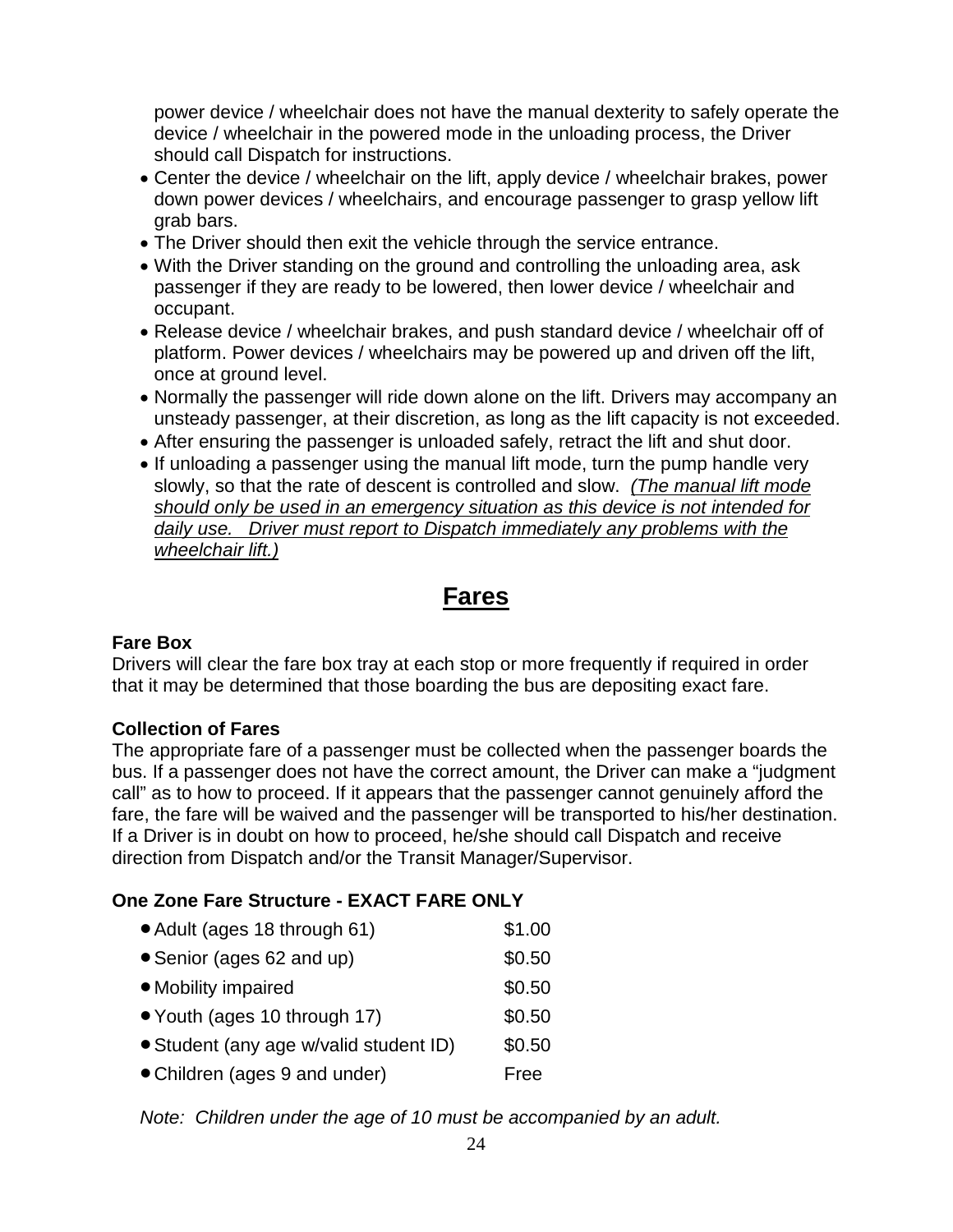power device / wheelchair does not have the manual dexterity to safely operate the device / wheelchair in the powered mode in the unloading process, the Driver should call Dispatch for instructions.

- Center the device / wheelchair on the lift, apply device / wheelchair brakes, power down power devices / wheelchairs, and encourage passenger to grasp yellow lift grab bars.
- The Driver should then exit the vehicle through the service entrance.
- With the Driver standing on the ground and controlling the unloading area, ask passenger if they are ready to be lowered, then lower device / wheelchair and occupant.
- Release device / wheelchair brakes, and push standard device / wheelchair off of platform. Power devices / wheelchairs may be powered up and driven off the lift, once at ground level.
- Normally the passenger will ride down alone on the lift. Drivers may accompany an unsteady passenger, at their discretion, as long as the lift capacity is not exceeded.
- After ensuring the passenger is unloaded safely, retract the lift and shut door.
- If unloading a passenger using the manual lift mode, turn the pump handle very slowly, so that the rate of descent is controlled and slow. *(The manual lift mode should only be used in an emergency situation as this device is not intended for daily use. Driver must report to Dispatch immediately any problems with the wheelchair lift.)*

# Fares

**Fare Box**

Drivers will clear the fare box tray at each stop or more frequently if required in order that it may be determined that those boarding the bus are depositing exact fare.

**Collection of Fares**

The appropriate fare of a passenger must be collected when the passenger boards the bus. If a passenger does not have the correct amount, the Driver can make a "judgment call" as to how to proceed. If it appears that the passenger cannot genuinely afford the fare, the fare will be waived and the passenger will be transported to his/her destination. If a Driver is in doubt on how to proceed, he/she should call Dispatch and receive direction from Dispatch and/or the Transit Manager/Supervisor.

**One Zone Fare Structure - EXACT FARE ONLY**

- Adult (ages 18 through 61) $1.00
- Senior (ages 62 and up) $0.50
- Mobility impaired $0.50
- Youth (ages 10 through 17) $0.50
- Student (any age w/valid student ID) $0.50
- Children (ages 9 and under) Free

*Note: Children under the age of 10 must be accompanied by an adult.*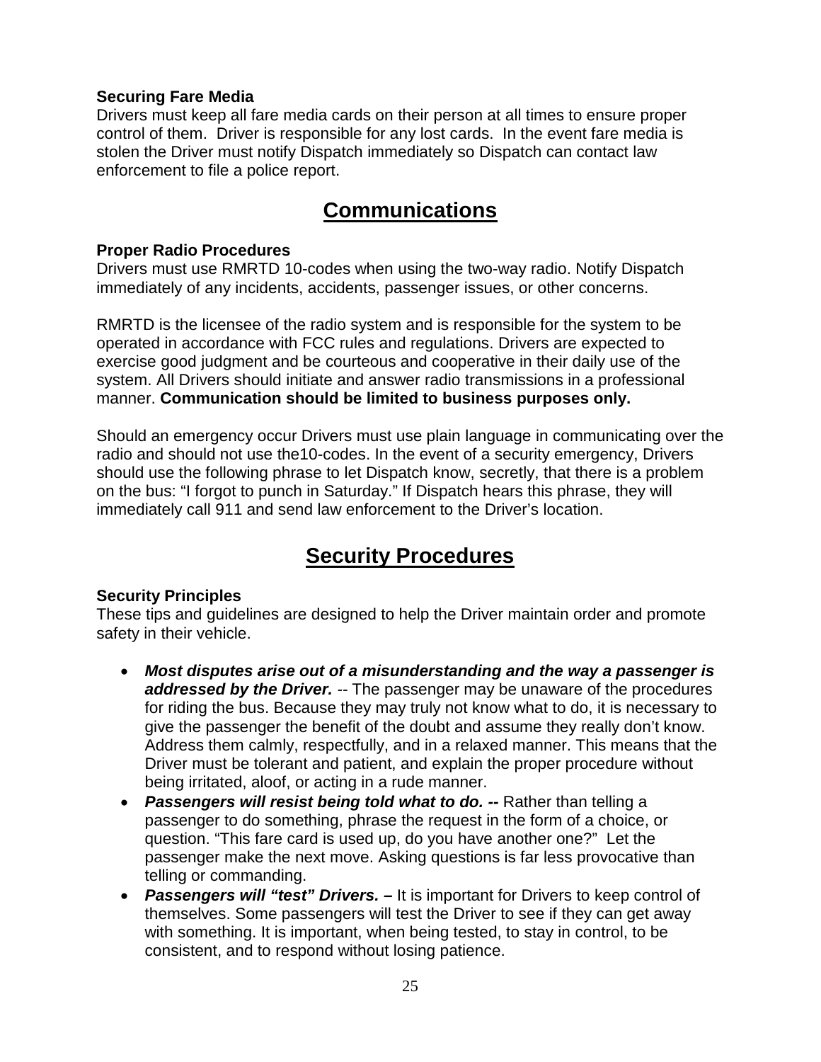**Securing Fare Media**

Drivers must keep all fare media cards on their person at all times to ensure proper control of them. Driver is responsible for any lost cards. In the event fare media is stolen the Driver must notify Dispatch immediately so Dispatch can contact law enforcement to file a police report.

# Communications

**Proper Radio Procedures**

Drivers must use RMRTD 10-codes when using the two-way radio. Notify Dispatch immediately of any incidents, accidents, passenger issues, or other concerns.

RMRTD is the licensee of the radio system and is responsible for the system to be operated in accordance with FCC rules and regulations. Drivers are expected to exercise good judgment and be courteous and cooperative in their daily use of the system. All Drivers should initiate and answer radio transmissions in a professional manner. **Communication should be limited to business purposes only.**

Should an emergency occur Drivers must use plain language in communicating over the radio and should not use the10-codes. In the event of a security emergency, Drivers should use the following phrase to let Dispatch know, secretly, that there is a problem on the bus: "I forgot to punch in Saturday." If Dispatch hears this phrase, they will immediately call 911 and send law enforcement to the Driver's location.

# Security Procedures

**Security Principles**

These tips and guidelines are designed to help the Driver maintain order and promote safety in their vehicle.

- ***Most disputes arise out of a misunderstanding and the way a passenger is addressed by the Driver.*** -- The passenger may be unaware of the procedures for riding the bus. Because they may truly not know what to do, it is necessary to give the passenger the benefit of the doubt and assume they really don't know. Address them calmly, respectfully, and in a relaxed manner. This means that the Driver must be tolerant and patient, and explain the proper procedure without being irritated, aloof, or acting in a rude manner.
- ***Passengers will resist being told what to do. --*** Rather than telling a passenger to do something, phrase the request in the form of a choice, or question. "This fare card is used up, do you have another one?" Let the passenger make the next move. Asking questions is far less provocative than telling or commanding.
- ***Passengers will "test" Drivers. –*** It is important for Drivers to keep control of themselves. Some passengers will test the Driver to see if they can get away with something. It is important, when being tested, to stay in control, to be consistent, and to respond without losing patience.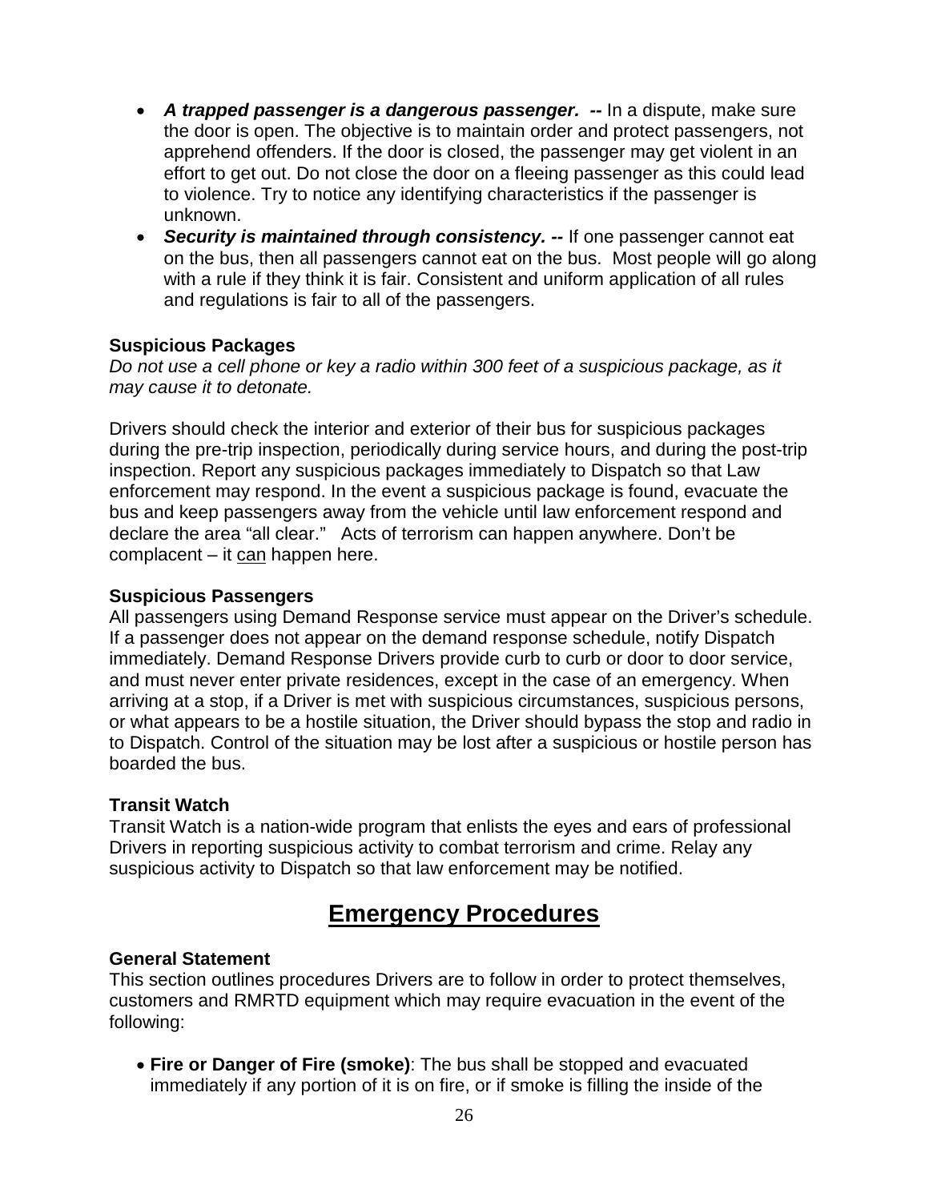- ***A trapped passenger is a dangerous passenger. --*** In a dispute, make sure the door is open. The objective is to maintain order and protect passengers, not apprehend offenders. If the door is closed, the passenger may get violent in an effort to get out. Do not close the door on a fleeing passenger as this could lead to violence. Try to notice any identifying characteristics if the passenger is unknown.
- ***Security is maintained through consistency. --*** If one passenger cannot eat on the bus, then all passengers cannot eat on the bus. Most people will go along with a rule if they think it is fair. Consistent and uniform application of all rules and regulations is fair to all of the passengers.

**Suspicious Packages**

*Do not use a cell phone or key a radio within 300 feet of a suspicious package, as it may cause it to detonate.*

Drivers should check the interior and exterior of their bus for suspicious packages during the pre-trip inspection, periodically during service hours, and during the post-trip inspection. Report any suspicious packages immediately to Dispatch so that Law enforcement may respond. In the event a suspicious package is found, evacuate the bus and keep passengers away from the vehicle until law enforcement respond and declare the area "all clear." Acts of terrorism can happen anywhere. Don't be complacent – it can happen here.

**Suspicious Passengers**

All passengers using Demand Response service must appear on the Driver's schedule. If a passenger does not appear on the demand response schedule, notify Dispatch immediately. Demand Response Drivers provide curb to curb or door to door service, and must never enter private residences, except in the case of an emergency. When arriving at a stop, if a Driver is met with suspicious circumstances, suspicious persons, or what appears to be a hostile situation, the Driver should bypass the stop and radio in to Dispatch. Control of the situation may be lost after a suspicious or hostile person has boarded the bus.

**Transit Watch**

Transit Watch is a nation-wide program that enlists the eyes and ears of professional Drivers in reporting suspicious activity to combat terrorism and crime. Relay any suspicious activity to Dispatch so that law enforcement may be notified.

## Emergency Procedures

**General Statement**

This section outlines procedures Drivers are to follow in order to protect themselves, customers and RMRTD equipment which may require evacuation in the event of the following:

- **Fire or Danger of Fire (smoke)**: The bus shall be stopped and evacuated immediately if any portion of it is on fire, or if smoke is filling the inside of the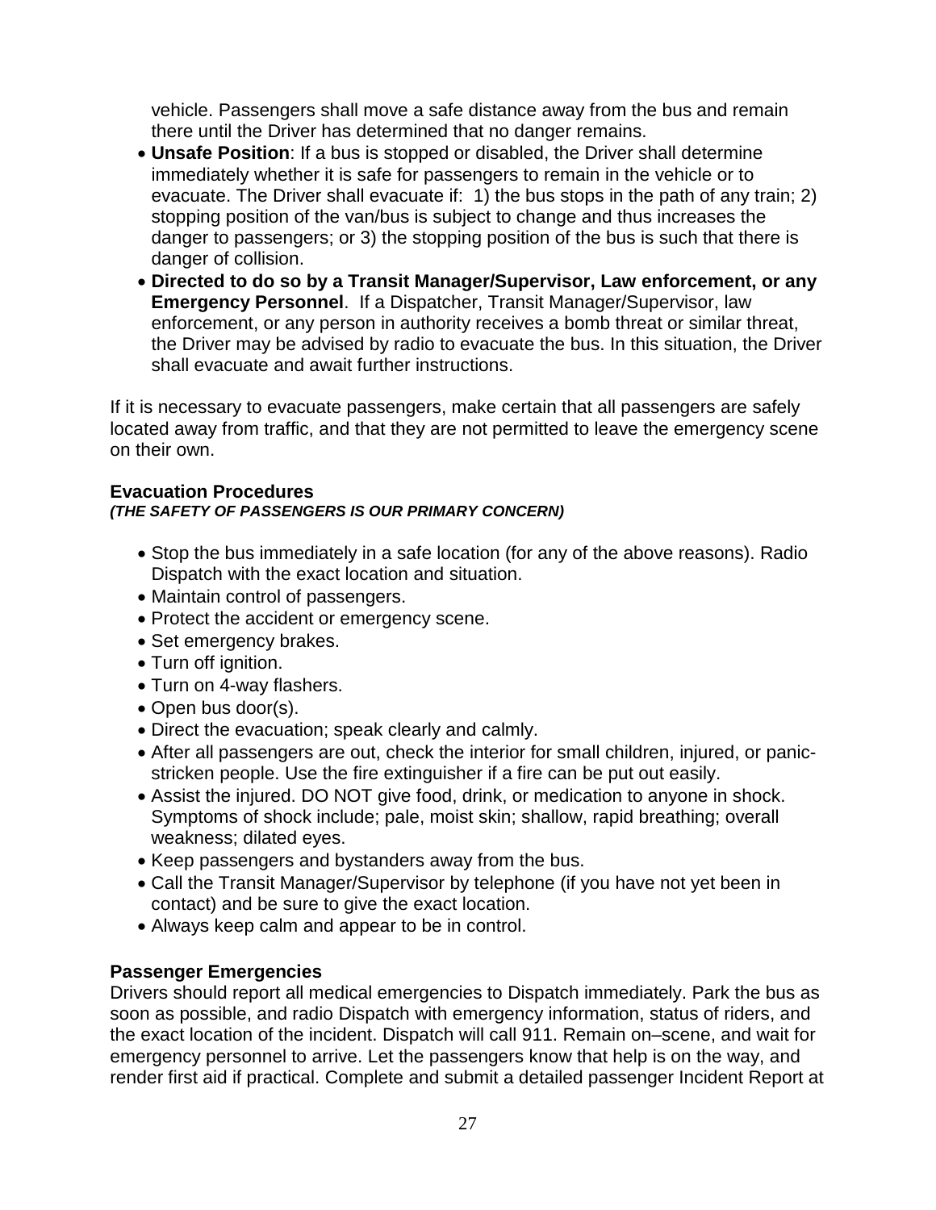vehicle. Passengers shall move a safe distance away from the bus and remain there until the Driver has determined that no danger remains.

- **Unsafe Position**: If a bus is stopped or disabled, the Driver shall determine immediately whether it is safe for passengers to remain in the vehicle or to evacuate. The Driver shall evacuate if: 1) the bus stops in the path of any train; 2) stopping position of the van/bus is subject to change and thus increases the danger to passengers; or 3) the stopping position of the bus is such that there is danger of collision.
- **Directed to do so by a Transit Manager/Supervisor, Law enforcement, or any Emergency Personnel**. If a Dispatcher, Transit Manager/Supervisor, law enforcement, or any person in authority receives a bomb threat or similar threat, the Driver may be advised by radio to evacuate the bus. In this situation, the Driver shall evacuate and await further instructions.

If it is necessary to evacuate passengers, make certain that all passengers are safely located away from traffic, and that they are not permitted to leave the emergency scene on their own.

### Evacuation Procedures

***(THE SAFETY OF PASSENGERS IS OUR PRIMARY CONCERN)***

- Stop the bus immediately in a safe location (for any of the above reasons). Radio Dispatch with the exact location and situation.
- Maintain control of passengers.
- Protect the accident or emergency scene.
- Set emergency brakes.
- Turn off ignition.
- Turn on 4-way flashers.
- Open bus door(s).
- Direct the evacuation; speak clearly and calmly.
- After all passengers are out, check the interior for small children, injured, or panic-stricken people. Use the fire extinguisher if a fire can be put out easily.
- Assist the injured. DO NOT give food, drink, or medication to anyone in shock. Symptoms of shock include; pale, moist skin; shallow, rapid breathing; overall weakness; dilated eyes.
- Keep passengers and bystanders away from the bus.
- Call the Transit Manager/Supervisor by telephone (if you have not yet been in contact) and be sure to give the exact location.
- Always keep calm and appear to be in control.

### Passenger Emergencies

Drivers should report all medical emergencies to Dispatch immediately. Park the bus as soon as possible, and radio Dispatch with emergency information, status of riders, and the exact location of the incident. Dispatch will call 911. Remain on–scene, and wait for emergency personnel to arrive. Let the passengers know that help is on the way, and render first aid if practical. Complete and submit a detailed passenger Incident Report at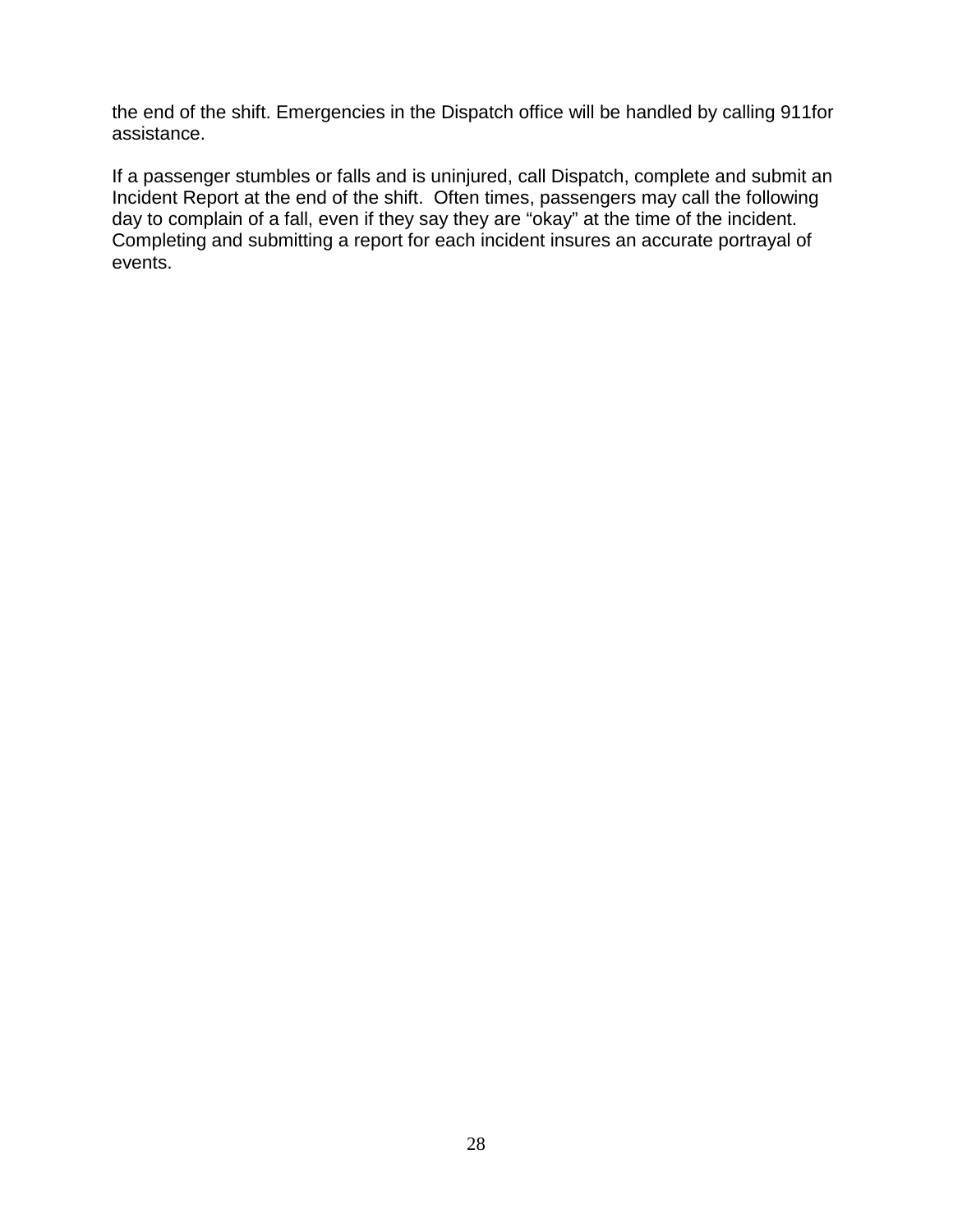the end of the shift. Emergencies in the Dispatch office will be handled by calling 911for assistance.

If a passenger stumbles or falls and is uninjured, call Dispatch, complete and submit an Incident Report at the end of the shift. Often times, passengers may call the following day to complain of a fall, even if they say they are “okay” at the time of the incident. Completing and submitting a report for each incident insures an accurate portrayal of events.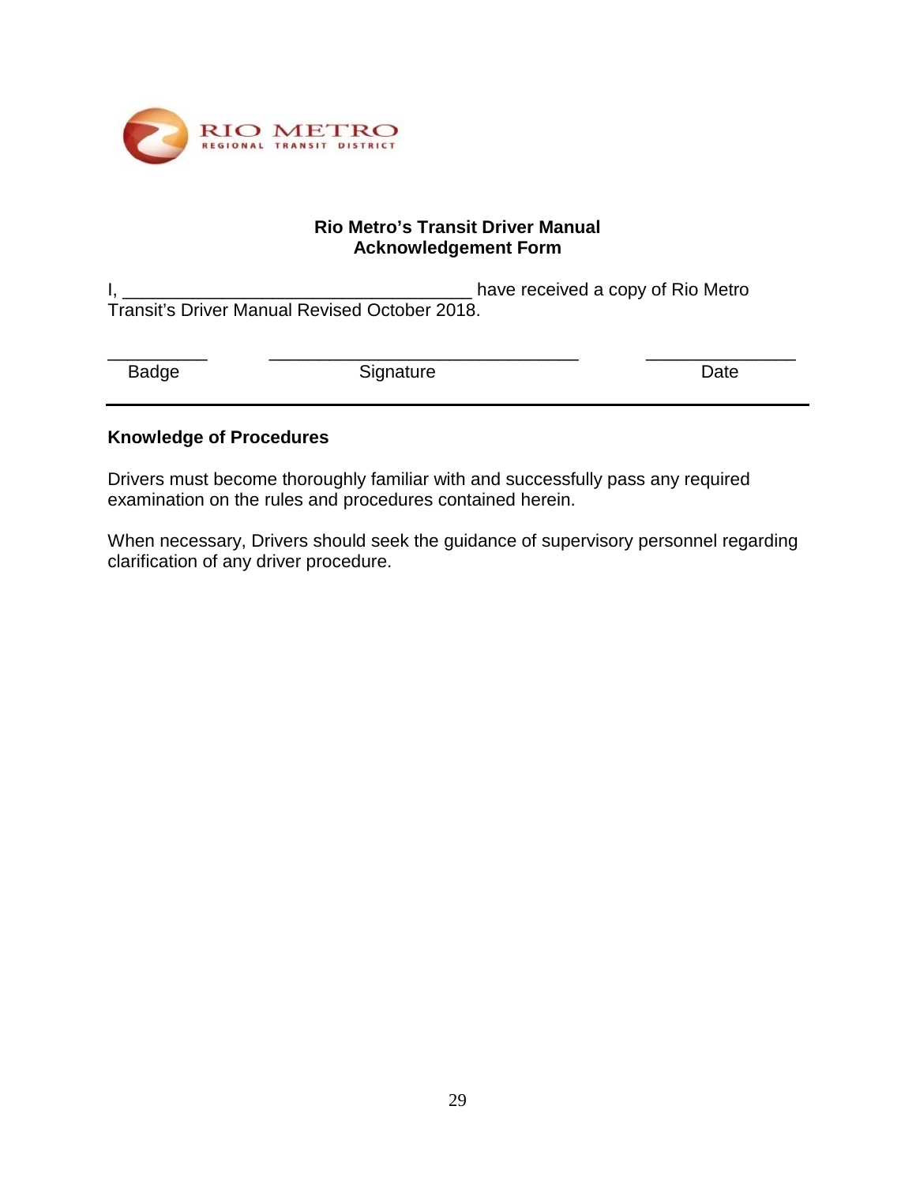**RIO METRO**
**REGIONAL TRANSIT DISTRICT**

## Rio Metro's Transit Driver Manual Acknowledgement Form

I, ___________________________________ have received a copy of Rio Metro Transit's Driver Manual Revised October 2018.

| __________ | ________________________________ | _______________ |
| --- | --- | --- |
| Badge | Signature | Date |

---

### Knowledge of Procedures

Drivers must become thoroughly familiar with and successfully pass any required examination on the rules and procedures contained herein.

When necessary, Drivers should seek the guidance of supervisory personnel regarding clarification of any driver procedure.